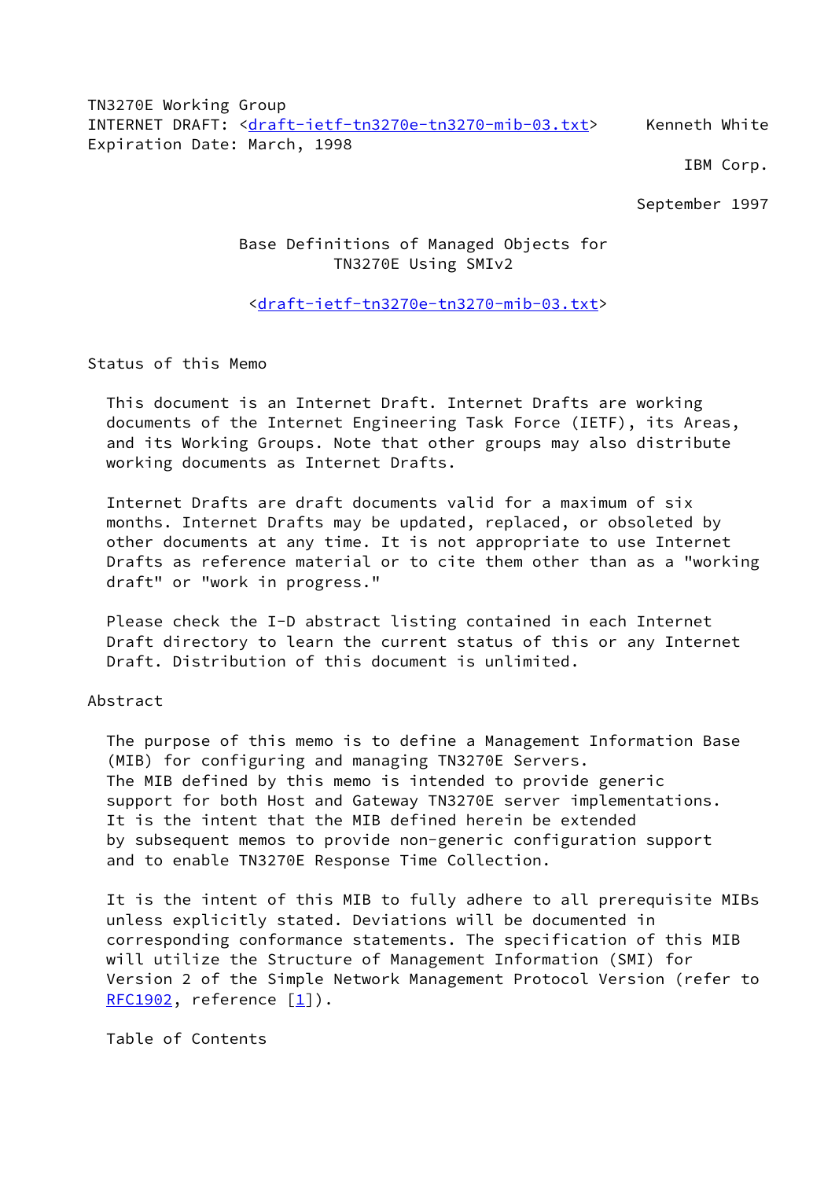TN3270E Working Group
INTERNET DRAFT: <draft-ietf-tn3270e-tn3270-mib-03.txt>     Kenneth White
Expiration Date: March, 1998

IBM Corp.

September 1997

# Base Definitions of Managed Objects for TN3270E Using SMIv2

<draft-ietf-tn3270e-tn3270-mib-03.txt>

## Status of this Memo

This document is an Internet Draft. Internet Drafts are working documents of the Internet Engineering Task Force (IETF), its Areas, and its Working Groups. Note that other groups may also distribute working documents as Internet Drafts.

Internet Drafts are draft documents valid for a maximum of six months. Internet Drafts may be updated, replaced, or obsoleted by other documents at any time. It is not appropriate to use Internet Drafts as reference material or to cite them other than as a "working draft" or "work in progress."

Please check the I-D abstract listing contained in each Internet Draft directory to learn the current status of this or any Internet Draft. Distribution of this document is unlimited.

## Abstract

The purpose of this memo is to define a Management Information Base (MIB) for configuring and managing TN3270E Servers. The MIB defined by this memo is intended to provide generic support for both Host and Gateway TN3270E server implementations. It is the intent that the MIB defined herein be extended by subsequent memos to provide non-generic configuration support and to enable TN3270E Response Time Collection.

It is the intent of this MIB to fully adhere to all prerequisite MIBs unless explicitly stated. Deviations will be documented in corresponding conformance statements. The specification of this MIB will utilize the Structure of Management Information (SMI) for Version 2 of the Simple Network Management Protocol Version (refer to RFC1902, reference [1]).

Table of Contents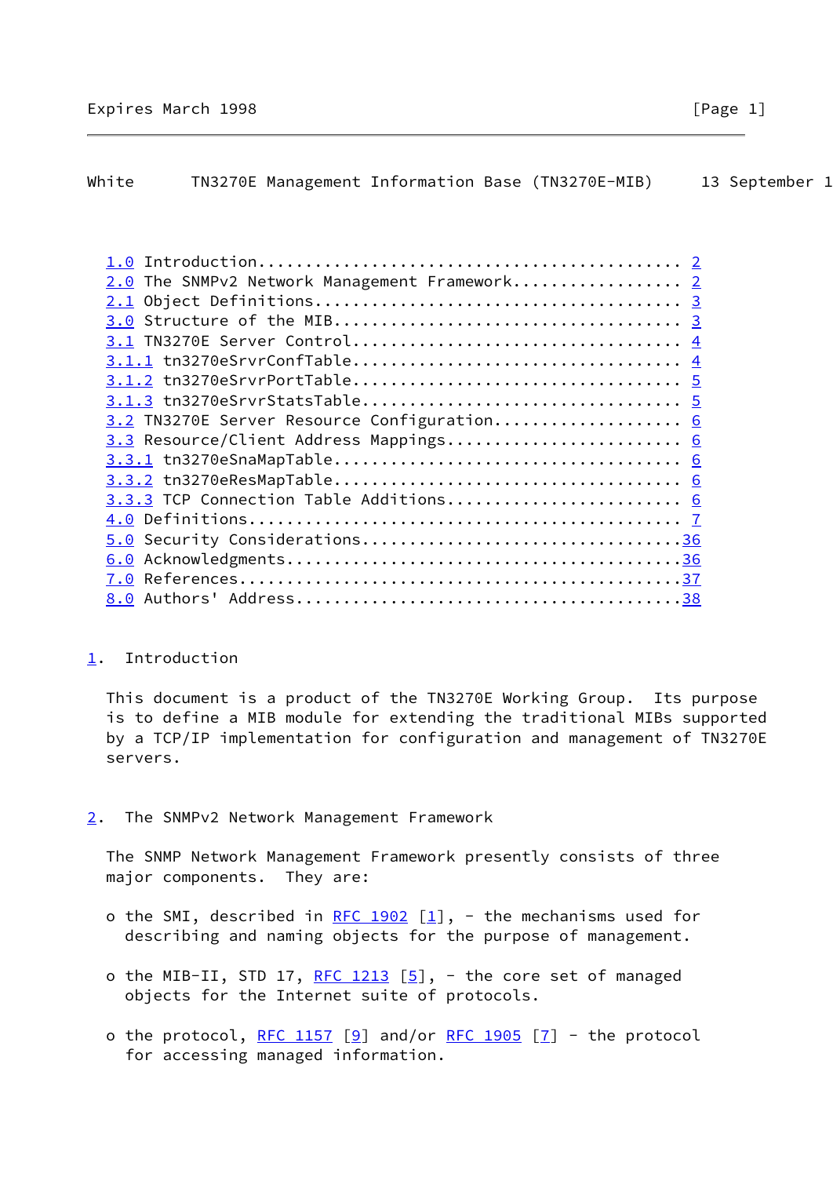1.0 Introduction............................................ 2
2.0 The SNMPv2 Network Management Framework.................. 2
2.1 Object Definitions...................................... 3
3.0 Structure of the MIB.................................... 3
3.1 TN3270E Server Control.................................. 4
3.1.1 tn3270eSrvrConfTable.................................. 4
3.1.2 tn3270eSrvrPortTable.................................. 5
3.1.3 tn3270eSrvrStatsTable................................. 5
3.2 TN3270E Server Resource Configuration.................... 6
3.3 Resource/Client Address Mappings......................... 6
3.3.1 tn3270eSnaMapTable.................................... 6
3.3.2 tn3270eResMapTable.................................... 6
3.3.3 TCP Connection Table Additions......................... 6
4.0 Definitions............................................. 7
5.0 Security Considerations.................................36
6.0 Acknowledgments.........................................36
7.0 References..............................................37
8.0 Authors' Address........................................38

## 1. Introduction

This document is a product of the TN3270E Working Group. Its purpose is to define a MIB module for extending the traditional MIBs supported by a TCP/IP implementation for configuration and management of TN3270E servers.

## 2. The SNMPv2 Network Management Framework

The SNMP Network Management Framework presently consists of three major components. They are:

- o the SMI, described in RFC 1902 [1], - the mechanisms used for describing and naming objects for the purpose of management.

- o the MIB-II, STD 17, RFC 1213 [5], - the core set of managed objects for the Internet suite of protocols.

- o the protocol, RFC 1157 [9] and/or RFC 1905 [7] - the protocol for accessing managed information.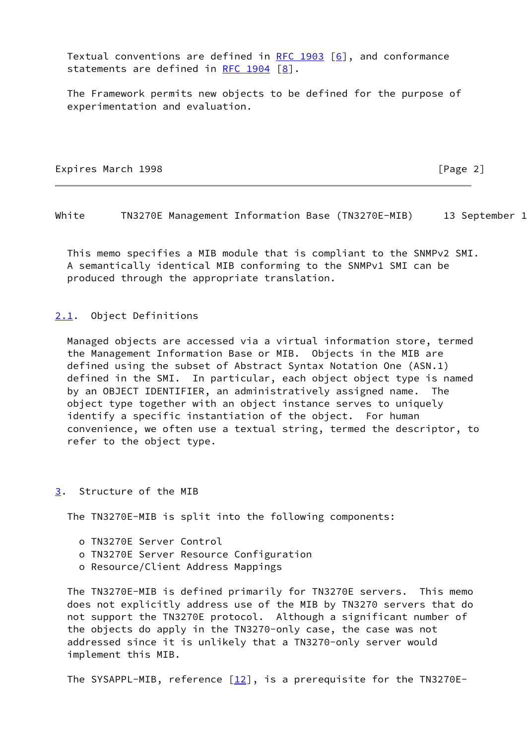Textual conventions are defined in RFC 1903 [6], and conformance statements are defined in RFC 1904 [8].

The Framework permits new objects to be defined for the purpose of experimentation and evaluation.

This memo specifies a MIB module that is compliant to the SNMPv2 SMI. A semantically identical MIB conforming to the SNMPv1 SMI can be produced through the appropriate translation.

## 2.1. Object Definitions

Managed objects are accessed via a virtual information store, termed the Management Information Base or MIB. Objects in the MIB are defined using the subset of Abstract Syntax Notation One (ASN.1) defined in the SMI. In particular, each object object type is named by an OBJECT IDENTIFIER, an administratively assigned name. The object type together with an object instance serves to uniquely identify a specific instantiation of the object. For human convenience, we often use a textual string, termed the descriptor, to refer to the object type.

# 3. Structure of the MIB

The TN3270E-MIB is split into the following components:

- TN3270E Server Control
- TN3270E Server Resource Configuration
- Resource/Client Address Mappings

The TN3270E-MIB is defined primarily for TN3270E servers. This memo does not explicitly address use of the MIB by TN3270 servers that do not support the TN3270E protocol. Although a significant number of the objects do apply in the TN3270-only case, the case was not addressed since it is unlikely that a TN3270-only server would implement this MIB.

The SYSAPPL-MIB, reference [12], is a prerequisite for the TN3270E-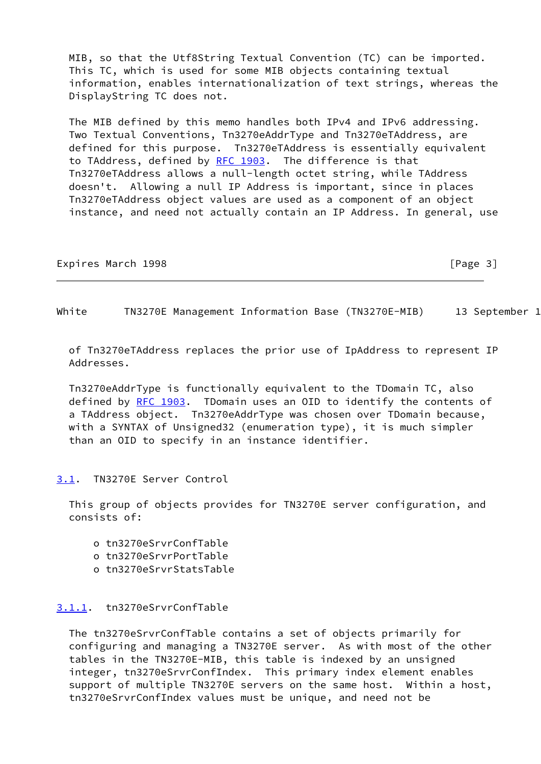MIB, so that the Utf8String Textual Convention (TC) can be imported. This TC, which is used for some MIB objects containing textual information, enables internationalization of text strings, whereas the DisplayString TC does not.

The MIB defined by this memo handles both IPv4 and IPv6 addressing. Two Textual Conventions, Tn3270eAddrType and Tn3270eTAddress, are defined for this purpose. Tn3270eTAddress is essentially equivalent to TAddress, defined by RFC 1903. The difference is that Tn3270eTAddress allows a null-length octet string, while TAddress doesn't. Allowing a null IP Address is important, since in places Tn3270eTAddress object values are used as a component of an object instance, and need not actually contain an IP Address. In general, use of Tn3270eTAddress replaces the prior use of IpAddress to represent IP Addresses.

Tn3270eAddrType is functionally equivalent to the TDomain TC, also defined by RFC 1903. TDomain uses an OID to identify the contents of a TAddress object. Tn3270eAddrType was chosen over TDomain because, with a SYNTAX of Unsigned32 (enumeration type), it is much simpler than an OID to specify in an instance identifier.

### 3.1. TN3270E Server Control

This group of objects provides for TN3270E server configuration, and consists of:

- tn3270eSrvrConfTable
- tn3270eSrvrPortTable
- tn3270eSrvrStatsTable

#### 3.1.1. tn3270eSrvrConfTable

The tn3270eSrvrConfTable contains a set of objects primarily for configuring and managing a TN3270E server. As with most of the other tables in the TN3270E-MIB, this table is indexed by an unsigned integer, tn3270eSrvrConfIndex. This primary index element enables support of multiple TN3270E servers on the same host. Within a host, tn3270eSrvrConfIndex values must be unique, and need not be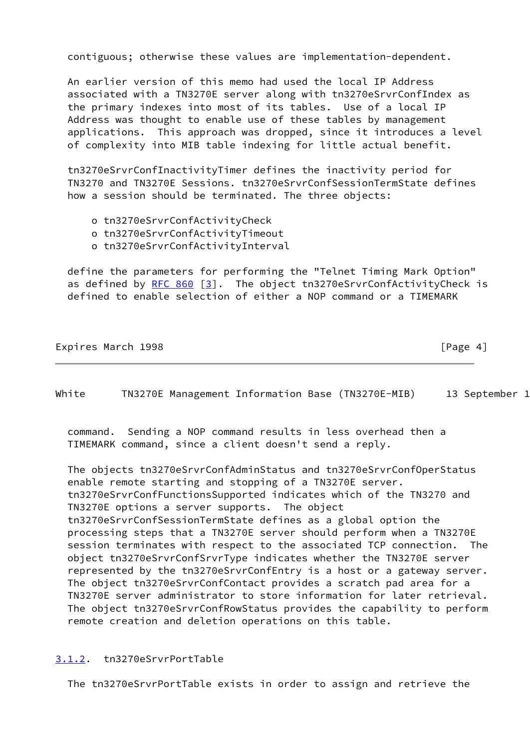contiguous; otherwise these values are implementation-dependent.

An earlier version of this memo had used the local IP Address associated with a TN3270E server along with tn3270eSrvrConfIndex as the primary indexes into most of its tables. Use of a local IP Address was thought to enable use of these tables by management applications. This approach was dropped, since it introduces a level of complexity into MIB table indexing for little actual benefit.

tn3270eSrvrConfInactivityTimer defines the inactivity period for TN3270 and TN3270E Sessions. tn3270eSrvrConfSessionTermState defines how a session should be terminated. The three objects:

- o tn3270eSrvrConfActivityCheck
- o tn3270eSrvrConfActivityTimeout
- o tn3270eSrvrConfActivityInterval

define the parameters for performing the "Telnet Timing Mark Option" as defined by RFC 860 [3]. The object tn3270eSrvrConfActivityCheck is defined to enable selection of either a NOP command or a TIMEMARK command. Sending a NOP command results in less overhead then a TIMEMARK command, since a client doesn't send a reply.

The objects tn3270eSrvrConfAdminStatus and tn3270eSrvrConfOperStatus enable remote starting and stopping of a TN3270E server. tn3270eSrvrConfFunctionsSupported indicates which of the TN3270 and TN3270E options a server supports. The object tn3270eSrvrConfSessionTermState defines as a global option the processing steps that a TN3270E server should perform when a TN3270E session terminates with respect to the associated TCP connection. The object tn3270eSrvrConfSrvrType indicates whether the TN3270E server represented by the tn3270eSrvrConfEntry is a host or a gateway server. The object tn3270eSrvrConfContact provides a scratch pad area for a TN3270E server administrator to store information for later retrieval. The object tn3270eSrvrConfRowStatus provides the capability to perform remote creation and deletion operations on this table.

### 3.1.2. tn3270eSrvrPortTable

The tn3270eSrvrPortTable exists in order to assign and retrieve the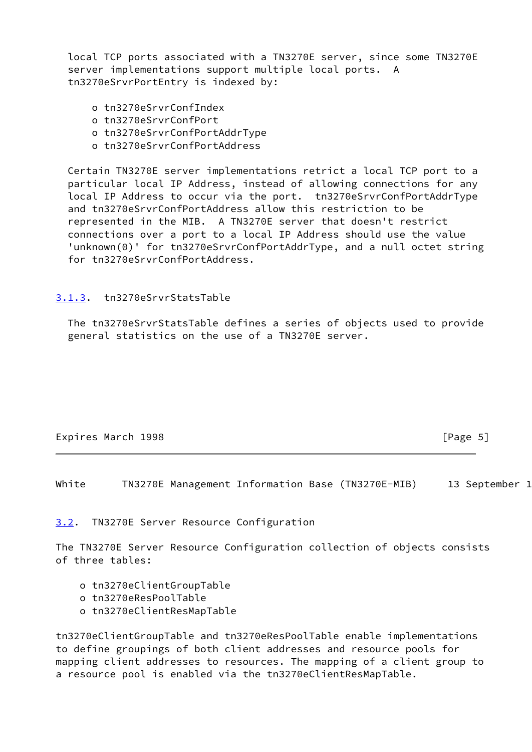local TCP ports associated with a TN3270E server, since some TN3270E server implementations support multiple local ports. A tn3270eSrvrPortEntry is indexed by:

- o tn3270eSrvrConfIndex
- o tn3270eSrvrConfPort
- o tn3270eSrvrConfPortAddrType
- o tn3270eSrvrConfPortAddress

Certain TN3270E server implementations retrict a local TCP port to a particular local IP Address, instead of allowing connections for any local IP Address to occur via the port. tn3270eSrvrConfPortAddrType and tn3270eSrvrConfPortAddress allow this restriction to be represented in the MIB. A TN3270E server that doesn't restrict connections over a port to a local IP Address should use the value 'unknown(0)' for tn3270eSrvrConfPortAddrType, and a null octet string for tn3270eSrvrConfPortAddress.

### 3.1.3. tn3270eSrvrStatsTable

The tn3270eSrvrStatsTable defines a series of objects used to provide general statistics on the use of a TN3270E server.

## 3.2. TN3270E Server Resource Configuration

The TN3270E Server Resource Configuration collection of objects consists of three tables:

- o tn3270eClientGroupTable
- o tn3270eResPoolTable
- o tn3270eClientResMapTable

tn3270eClientGroupTable and tn3270eResPoolTable enable implementations to define groupings of both client addresses and resource pools for mapping client addresses to resources. The mapping of a client group to a resource pool is enabled via the tn3270eClientResMapTable.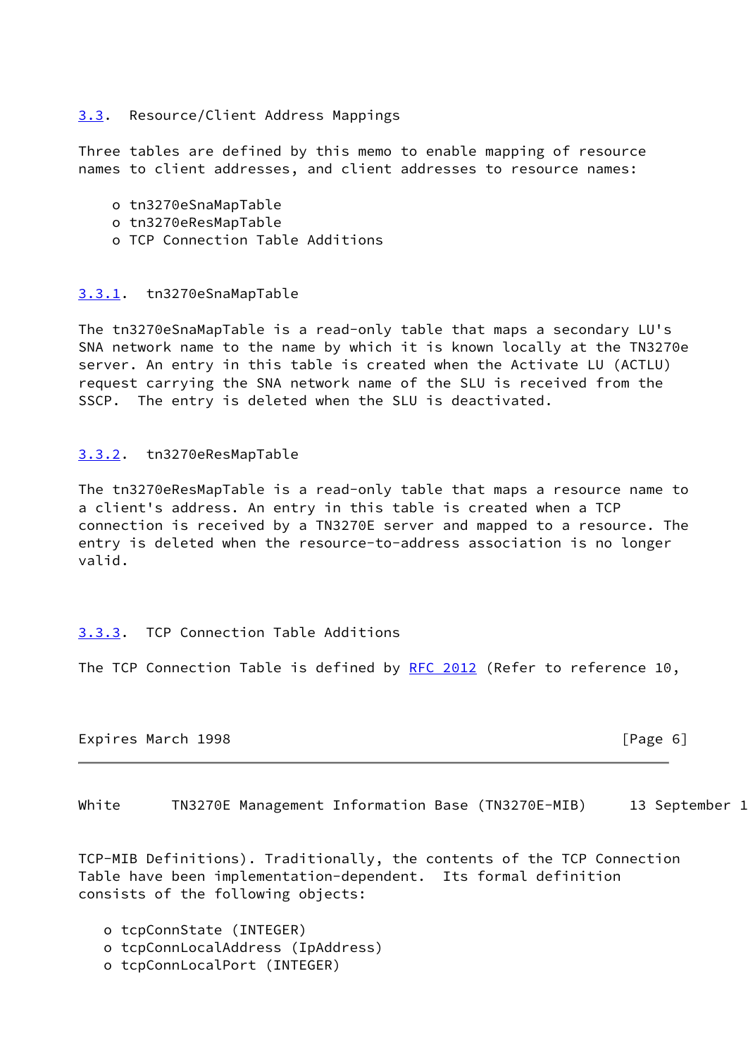### 3.3. Resource/Client Address Mappings

Three tables are defined by this memo to enable mapping of resource names to client addresses, and client addresses to resource names:

- tn3270eSnaMapTable
- tn3270eResMapTable
- TCP Connection Table Additions

#### 3.3.1. tn3270eSnaMapTable

The tn3270eSnaMapTable is a read-only table that maps a secondary LU's SNA network name to the name by which it is known locally at the TN3270e server. An entry in this table is created when the Activate LU (ACTLU) request carrying the SNA network name of the SLU is received from the SSCP. The entry is deleted when the SLU is deactivated.

#### 3.3.2. tn3270eResMapTable

The tn3270eResMapTable is a read-only table that maps a resource name to a client's address. An entry in this table is created when a TCP connection is received by a TN3270E server and mapped to a resource. The entry is deleted when the resource-to-address association is no longer valid.

#### 3.3.3. TCP Connection Table Additions

The TCP Connection Table is defined by RFC 2012 (Refer to reference 10, TCP-MIB Definitions). Traditionally, the contents of the TCP Connection Table have been implementation-dependent. Its formal definition consists of the following objects:

- tcpConnState (INTEGER)
- tcpConnLocalAddress (IpAddress)
- tcpConnLocalPort (INTEGER)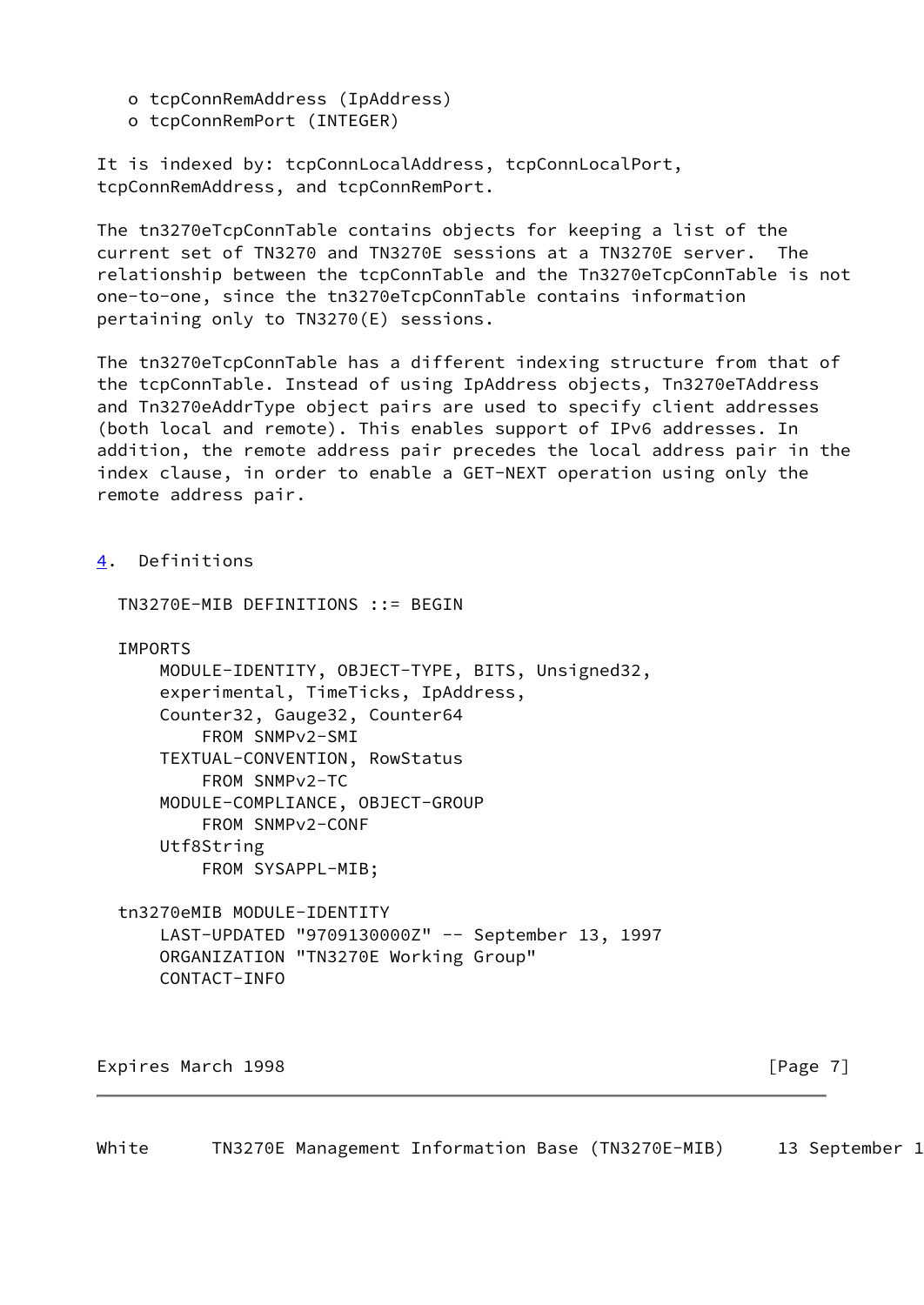o tcpConnRemAddress (IpAddress)
   o tcpConnRemPort (INTEGER)

It is indexed by: tcpConnLocalAddress, tcpConnLocalPort, tcpConnRemAddress, and tcpConnRemPort.

The tn3270eTcpConnTable contains objects for keeping a list of the current set of TN3270 and TN3270E sessions at a TN3270E server. The relationship between the tcpConnTable and the Tn3270eTcpConnTable is not one-to-one, since the tn3270eTcpConnTable contains information pertaining only to TN3270(E) sessions.

The tn3270eTcpConnTable has a different indexing structure from that of the tcpConnTable. Instead of using IpAddress objects, Tn3270eTAddress and Tn3270eAddrType object pairs are used to specify client addresses (both local and remote). This enables support of IPv6 addresses. In addition, the remote address pair precedes the local address pair in the index clause, in order to enable a GET-NEXT operation using only the remote address pair.

## 4. Definitions

```
TN3270E-MIB DEFINITIONS ::= BEGIN

IMPORTS
    MODULE-IDENTITY, OBJECT-TYPE, BITS, Unsigned32,
    experimental, TimeTicks, IpAddress,
    Counter32, Gauge32, Counter64
        FROM SNMPv2-SMI
    TEXTUAL-CONVENTION, RowStatus
        FROM SNMPv2-TC
    MODULE-COMPLIANCE, OBJECT-GROUP
        FROM SNMPv2-CONF
    Utf8String
        FROM SYSAPPL-MIB;

tn3270eMIB MODULE-IDENTITY
    LAST-UPDATED "9709130000Z" -- September 13, 1997
    ORGANIZATION "TN3270E Working Group"
    CONTACT-INFO
```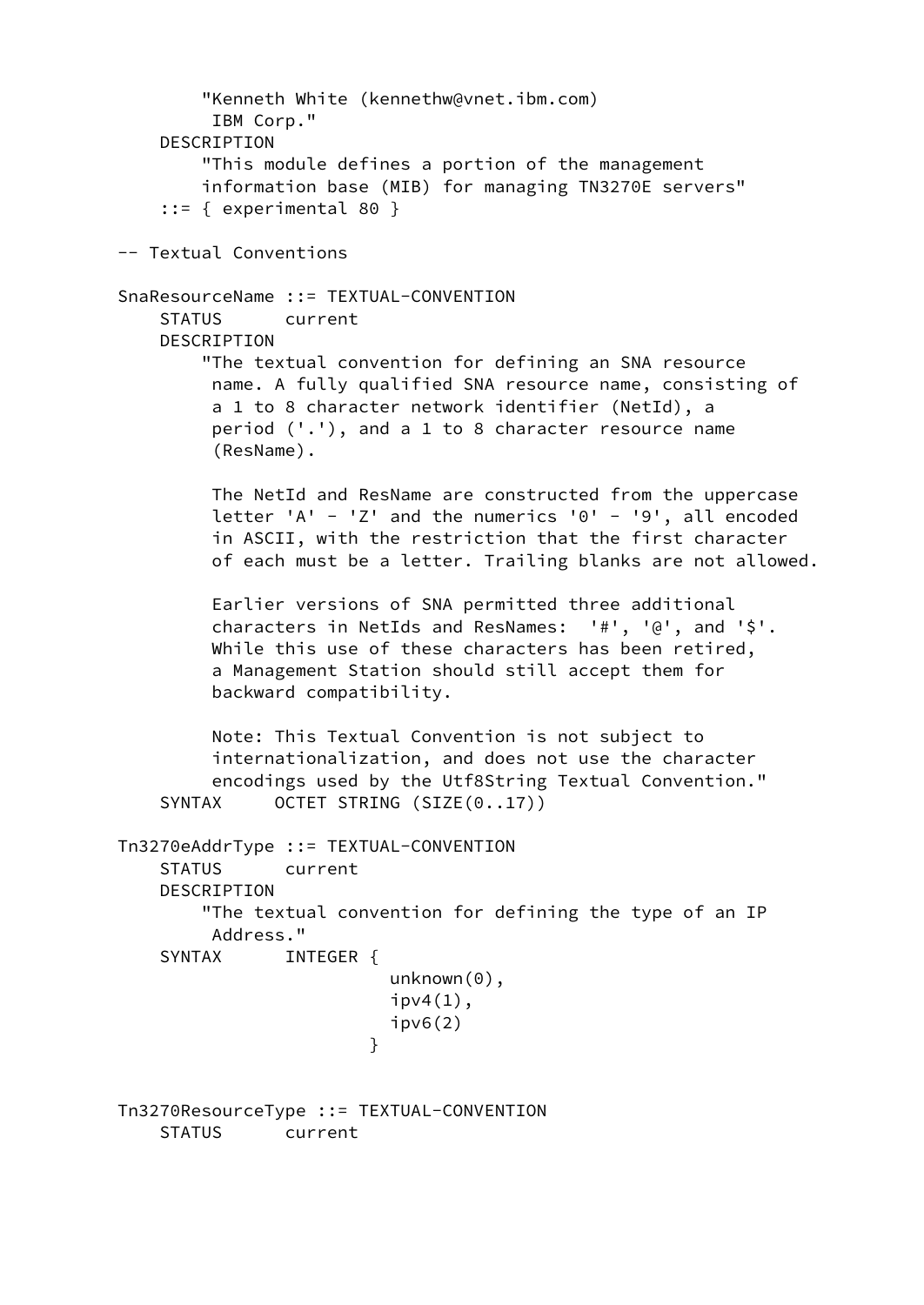```
        "Kenneth White (kennethw@vnet.ibm.com)
         IBM Corp."
    DESCRIPTION
        "This module defines a portion of the management
        information base (MIB) for managing TN3270E servers"
    ::= { experimental 80 }

-- Textual Conventions

SnaResourceName ::= TEXTUAL-CONVENTION
    STATUS      current
    DESCRIPTION
        "The textual convention for defining an SNA resource
         name. A fully qualified SNA resource name, consisting of
         a 1 to 8 character network identifier (NetId), a
         period ('.'), and a 1 to 8 character resource name
         (ResName).

         The NetId and ResName are constructed from the uppercase
         letter 'A' - 'Z' and the numerics '0' - '9', all encoded
         in ASCII, with the restriction that the first character
         of each must be a letter. Trailing blanks are not allowed.

         Earlier versions of SNA permitted three additional
         characters in NetIds and ResNames:  '#', '@', and '$'.
         While this use of these characters has been retired,
         a Management Station should still accept them for
         backward compatibility.

         Note: This Textual Convention is not subject to
         internationalization, and does not use the character
         encodings used by the Utf8String Textual Convention."
    SYNTAX     OCTET STRING (SIZE(0..17))

Tn3270eAddrType ::= TEXTUAL-CONVENTION
    STATUS      current
    DESCRIPTION
        "The textual convention for defining the type of an IP
         Address."
    SYNTAX      INTEGER {
                          unknown(0),
                          ipv4(1),
                          ipv6(2)
                        }


Tn3270ResourceType ::= TEXTUAL-CONVENTION
    STATUS      current
```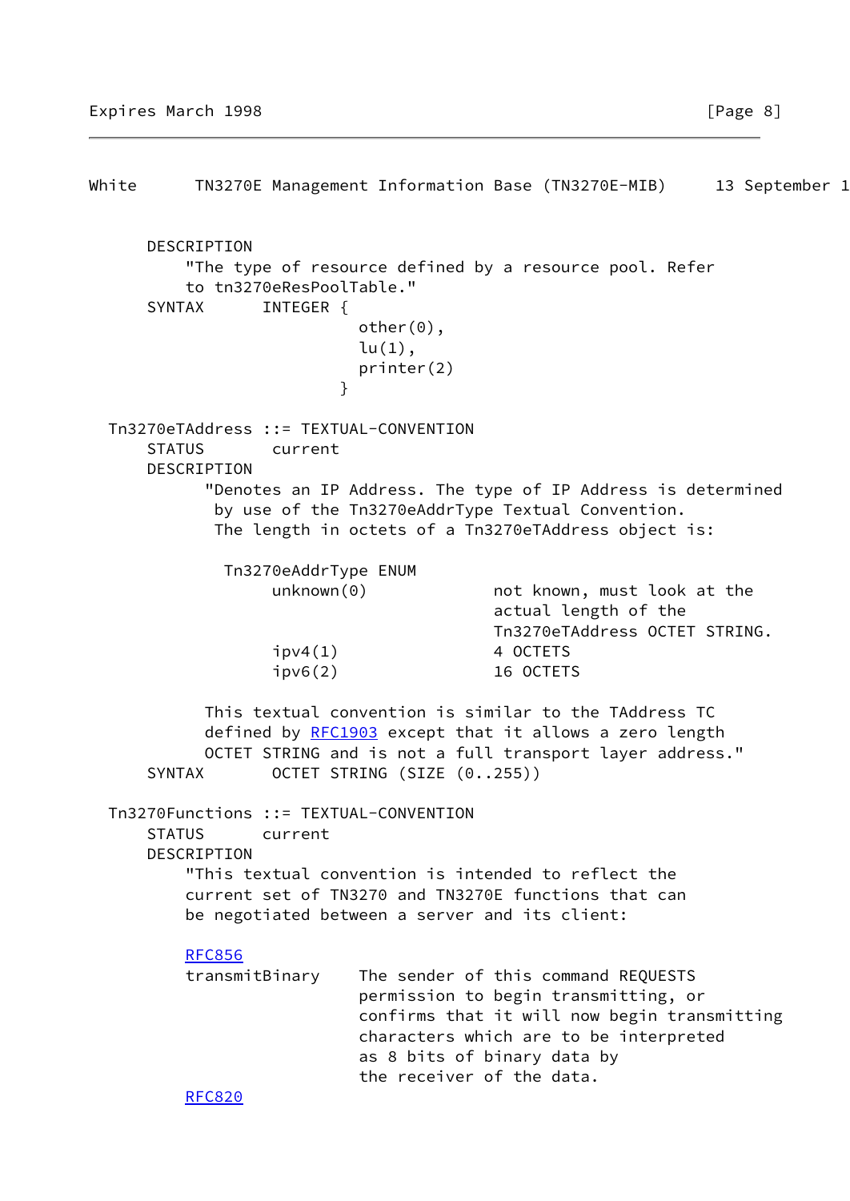```
    DESCRIPTION
        "The type of resource defined by a resource pool. Refer
        to tn3270eResPoolTable."
    SYNTAX      INTEGER {
                     other(0),
                     lu(1),
                     printer(2)
                   }

  Tn3270eTAddress ::= TEXTUAL-CONVENTION
      STATUS       current
      DESCRIPTION
          "Denotes an IP Address. The type of IP Address is determined
           by use of the Tn3270eAddrType Textual Convention.
           The length in octets of a Tn3270eTAddress object is:

            Tn3270eAddrType ENUM
                 unknown(0)              not known, must look at the
                                         actual length of the
                                         Tn3270eTAddress OCTET STRING.
                 ipv4(1)                 4 OCTETS
                 ipv6(2)                 16 OCTETS

          This textual convention is similar to the TAddress TC
          defined by RFC1903 except that it allows a zero length
          OCTET STRING and is not a full transport layer address."
      SYNTAX       OCTET STRING (SIZE (0..255))

  Tn3270Functions ::= TEXTUAL-CONVENTION
      STATUS      current
      DESCRIPTION
        "This textual convention is intended to reflect the
        current set of TN3270 and TN3270E functions that can
        be negotiated between a server and its client:

        RFC856
        transmitBinary     The sender of this command REQUESTS
                           permission to begin transmitting, or
                           confirms that it will now begin transmitting
                           characters which are to be interpreted
                           as 8 bits of binary data by
                           the receiver of the data.
        RFC820
```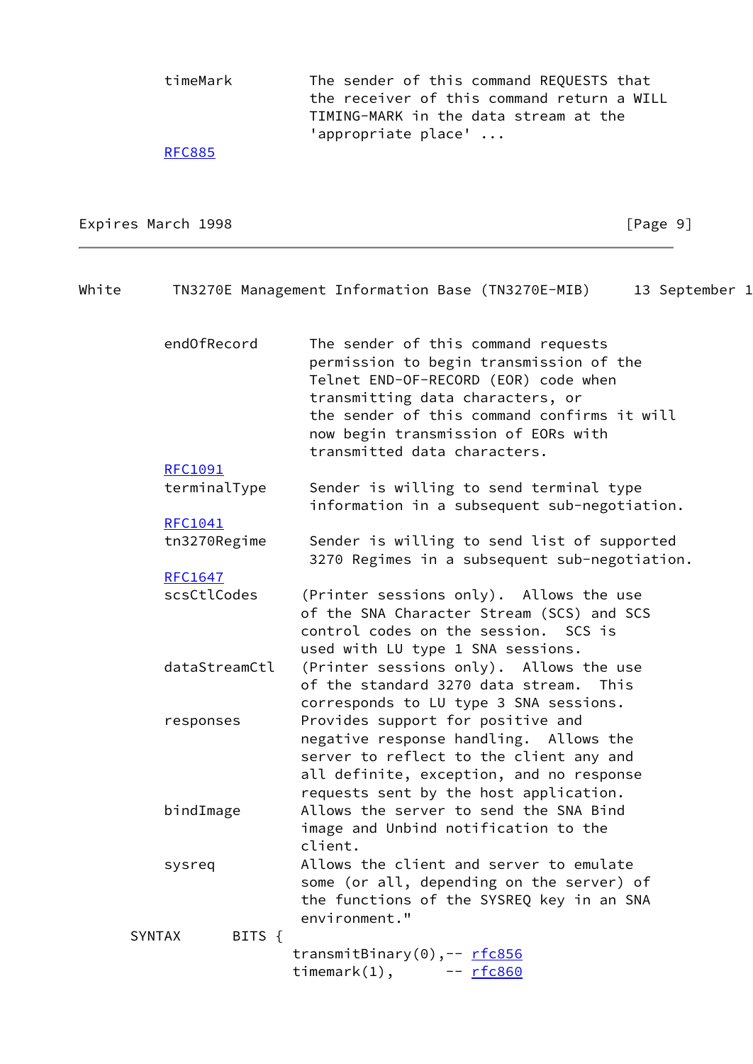```
          timeMark          The sender of this command REQUESTS that
                            the receiver of this command return a WILL
                            TIMING-MARK in the data stream at the
                            'appropriate place' ...
          RFC885
```

```
          endOfRecord       The sender of this command requests
                            permission to begin transmission of the
                            Telnet END-OF-RECORD (EOR) code when
                            transmitting data characters, or
                            the sender of this command confirms it will
                            now begin transmission of EORs with
                            transmitted data characters.
          RFC1091
          terminalType      Sender is willing to send terminal type
                            information in a subsequent sub-negotiation.
          RFC1041
          tn3270Regime      Sender is willing to send list of supported
                            3270 Regimes in a subsequent sub-negotiation.
          RFC1647
          scsCtlCodes      (Printer sessions only).  Allows the use
                           of the SNA Character Stream (SCS) and SCS
                           control codes on the session.  SCS is
                           used with LU type 1 SNA sessions.
          dataStreamCtl    (Printer sessions only).  Allows the use
                           of the standard 3270 data stream.  This
                           corresponds to LU type 3 SNA sessions.
          responses        Provides support for positive and
                           negative response handling.  Allows the
                           server to reflect to the client any and
                           all definite, exception, and no response
                           requests sent by the host application.
          bindImage        Allows the server to send the SNA Bind
                           image and Unbind notification to the
                           client.
          sysreq           Allows the client and server to emulate
                           some (or all, depending on the server) of
                           the functions of the SYSREQ key in an SNA
                           environment."
      SYNTAX      BITS {
                         transmitBinary(0),-- rfc856
                         timemark(1),      -- rfc860
```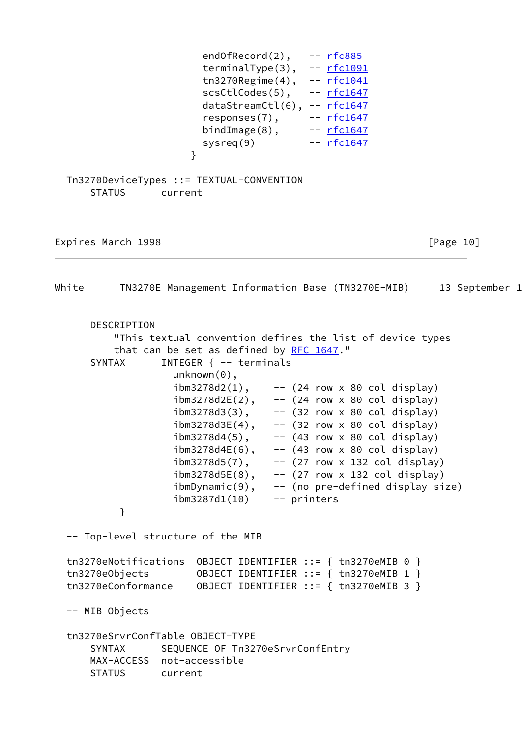```
                             endOfRecord(2),   -- rfc885
                             terminalType(3),  -- rfc1091
                             tn3270Regime(4),  -- rfc1041
                             scsCtlCodes(5),   -- rfc1647
                             dataStreamCtl(6), -- rfc1647
                             responses(7),     -- rfc1647
                             bindImage(8),     -- rfc1647
                             sysreq(9)         -- rfc1647
                           }

  Tn3270DeviceTypes ::= TEXTUAL-CONVENTION
      STATUS      current
```

```
      DESCRIPTION
          "This textual convention defines the list of device types
          that can be set as defined by RFC 1647."
      SYNTAX      INTEGER { -- terminals
                    unknown(0),
                    ibm3278d2(1),     -- (24 row x 80 col display)
                    ibm3278d2E(2),    -- (24 row x 80 col display)
                    ibm3278d3(3),     -- (32 row x 80 col display)
                    ibm3278d3E(4),    -- (32 row x 80 col display)
                    ibm3278d4(5),     -- (43 row x 80 col display)
                    ibm3278d4E(6),    -- (43 row x 80 col display)
                    ibm3278d5(7),     -- (27 row x 132 col display)
                    ibm3278d5E(8),    -- (27 row x 132 col display)
                    ibmDynamic(9),    -- (no pre-defined display size)
                    ibm3287d1(10)     -- printers
           }

  -- Top-level structure of the MIB

  tn3270eNotifications  OBJECT IDENTIFIER ::= { tn3270eMIB 0 }
  tn3270eObjects        OBJECT IDENTIFIER ::= { tn3270eMIB 1 }
  tn3270eConformance    OBJECT IDENTIFIER ::= { tn3270eMIB 3 }

  -- MIB Objects

  tn3270eSrvrConfTable OBJECT-TYPE
      SYNTAX      SEQUENCE OF Tn3270eSrvrConfEntry
      MAX-ACCESS  not-accessible
      STATUS      current
```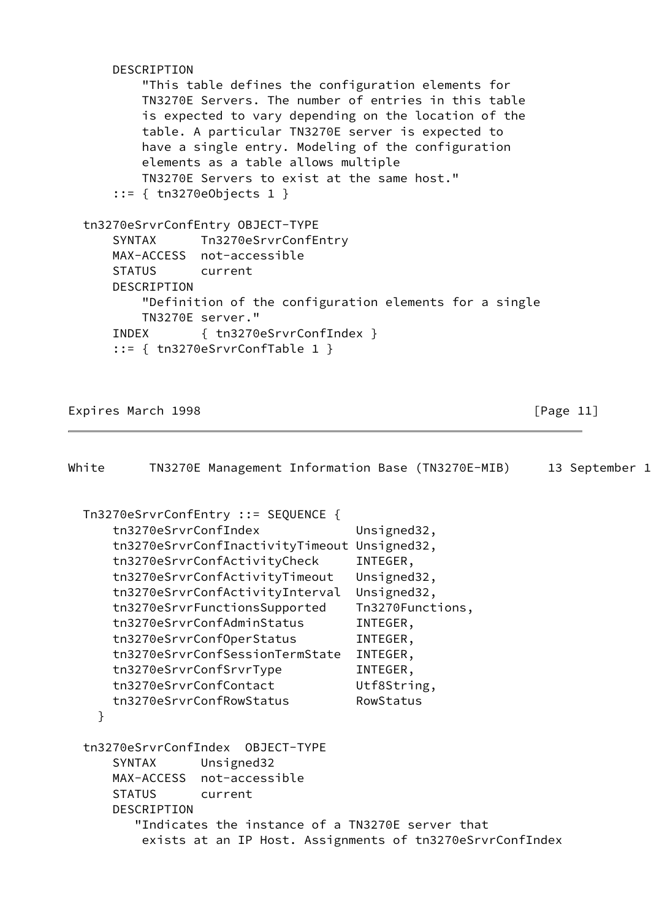```
      DESCRIPTION
          "This table defines the configuration elements for
          TN3270E Servers. The number of entries in this table
          is expected to vary depending on the location of the
          table. A particular TN3270E server is expected to
          have a single entry. Modeling of the configuration
          elements as a table allows multiple
          TN3270E Servers to exist at the same host."
      ::= { tn3270eObjects 1 }

  tn3270eSrvrConfEntry OBJECT-TYPE
      SYNTAX      Tn3270eSrvrConfEntry
      MAX-ACCESS  not-accessible
      STATUS      current
      DESCRIPTION
          "Definition of the configuration elements for a single
          TN3270E server."
      INDEX       { tn3270eSrvrConfIndex }
      ::= { tn3270eSrvrConfTable 1 }
```

```
  Tn3270eSrvrConfEntry ::= SEQUENCE {
      tn3270eSrvrConfIndex             Unsigned32,
      tn3270eSrvrConfInactivityTimeout Unsigned32,
      tn3270eSrvrConfActivityCheck     INTEGER,
      tn3270eSrvrConfActivityTimeout   Unsigned32,
      tn3270eSrvrConfActivityInterval  Unsigned32,
      tn3270eSrvrFunctionsSupported    Tn3270Functions,
      tn3270eSrvrConfAdminStatus       INTEGER,
      tn3270eSrvrConfOperStatus        INTEGER,
      tn3270eSrvrConfSessionTermState  INTEGER,
      tn3270eSrvrConfSrvrType          INTEGER,
      tn3270eSrvrConfContact           Utf8String,
      tn3270eSrvrConfRowStatus         RowStatus
    }

  tn3270eSrvrConfIndex  OBJECT-TYPE
      SYNTAX      Unsigned32
      MAX-ACCESS  not-accessible
      STATUS      current
      DESCRIPTION
         "Indicates the instance of a TN3270E server that
          exists at an IP Host. Assignments of tn3270eSrvrConfIndex
```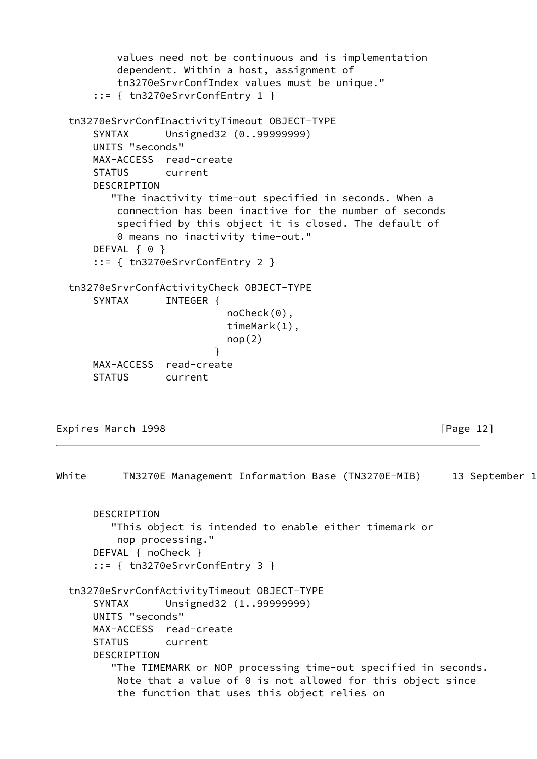```
          values need not be continuous and is implementation
          dependent. Within a host, assignment of
          tn3270eSrvrConfIndex values must be unique."
      ::= { tn3270eSrvrConfEntry 1 }

  tn3270eSrvrConfInactivityTimeout OBJECT-TYPE
      SYNTAX      Unsigned32 (0..99999999)
      UNITS "seconds"
      MAX-ACCESS  read-create
      STATUS      current
      DESCRIPTION
         "The inactivity time-out specified in seconds. When a
          connection has been inactive for the number of seconds
          specified by this object it is closed. The default of
          0 means no inactivity time-out."
      DEFVAL { 0 }
      ::= { tn3270eSrvrConfEntry 2 }

  tn3270eSrvrConfActivityCheck OBJECT-TYPE
      SYNTAX      INTEGER {
                           noCheck(0),
                           timeMark(1),
                           nop(2)
                         }
      MAX-ACCESS  read-create
      STATUS      current
      DESCRIPTION
         "This object is intended to enable either timemark or
          nop processing."
      DEFVAL { noCheck }
      ::= { tn3270eSrvrConfEntry 3 }

  tn3270eSrvrConfActivityTimeout OBJECT-TYPE
      SYNTAX      Unsigned32 (1..99999999)
      UNITS "seconds"
      MAX-ACCESS  read-create
      STATUS      current
      DESCRIPTION
         "The TIMEMARK or NOP processing time-out specified in seconds.
          Note that a value of 0 is not allowed for this object since
          the function that uses this object relies on
```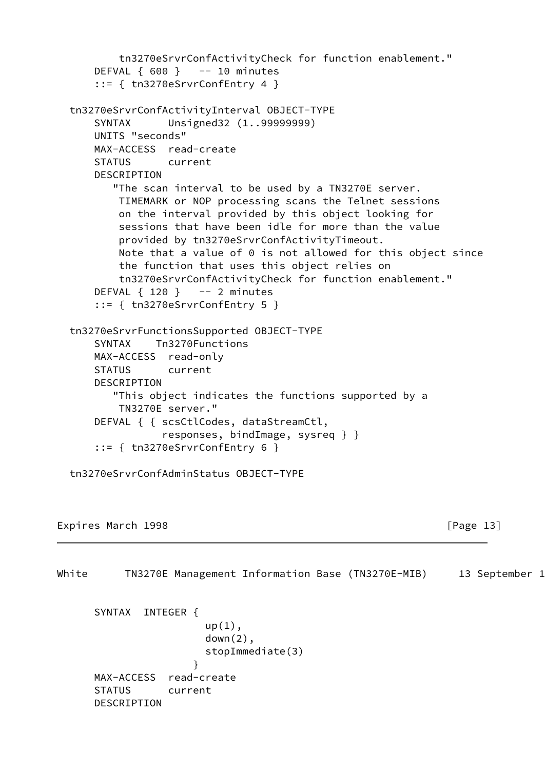```
          tn3270eSrvrConfActivityCheck for function enablement."
      DEFVAL { 600 }   -- 10 minutes
      ::= { tn3270eSrvrConfEntry 4 }

  tn3270eSrvrConfActivityInterval OBJECT-TYPE
      SYNTAX      Unsigned32 (1..99999999)
      UNITS "seconds"
      MAX-ACCESS  read-create
      STATUS      current
      DESCRIPTION
         "The scan interval to be used by a TN3270E server.
          TIMEMARK or NOP processing scans the Telnet sessions
          on the interval provided by this object looking for
          sessions that have been idle for more than the value
          provided by tn3270eSrvrConfActivityTimeout.
          Note that a value of 0 is not allowed for this object since
          the function that uses this object relies on
          tn3270eSrvrConfActivityCheck for function enablement."
      DEFVAL { 120 }   -- 2 minutes
      ::= { tn3270eSrvrConfEntry 5 }

  tn3270eSrvrFunctionsSupported OBJECT-TYPE
      SYNTAX    Tn3270Functions
      MAX-ACCESS  read-only
      STATUS      current
      DESCRIPTION
         "This object indicates the functions supported by a
          TN3270E server."
      DEFVAL { { scsCtlCodes, dataStreamCtl,
                 responses, bindImage, sysreq } }
      ::= { tn3270eSrvrConfEntry 6 }

  tn3270eSrvrConfAdminStatus OBJECT-TYPE
      SYNTAX  INTEGER {
                       up(1),
                       down(2),
                       stopImmediate(3)
                     }
      MAX-ACCESS  read-create
      STATUS      current
      DESCRIPTION
```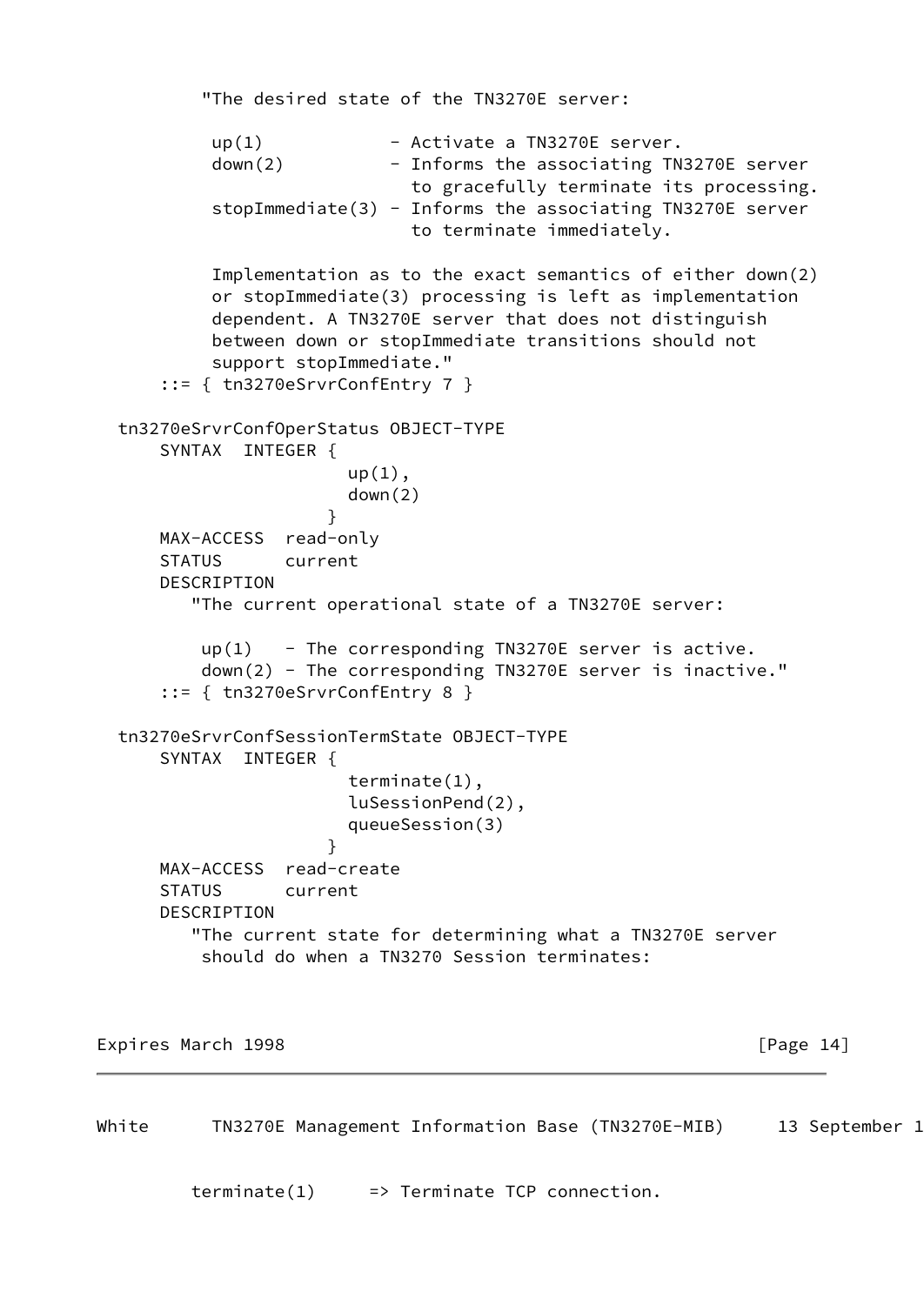```
          "The desired state of the TN3270E server:

           up(1)            - Activate a TN3270E server.
           down(2)          - Informs the associating TN3270E server
                              to gracefully terminate its processing.
           stopImmediate(3) - Informs the associating TN3270E server
                              to terminate immediately.

           Implementation as to the exact semantics of either down(2)
           or stopImmediate(3) processing is left as implementation
           dependent. A TN3270E server that does not distinguish
           between down or stopImmediate transitions should not
           support stopImmediate."
      ::= { tn3270eSrvrConfEntry 7 }

  tn3270eSrvrConfOperStatus OBJECT-TYPE
      SYNTAX  INTEGER {
                        up(1),
                        down(2)
                      }
      MAX-ACCESS  read-only
      STATUS      current
      DESCRIPTION
         "The current operational state of a TN3270E server:

          up(1)   - The corresponding TN3270E server is active.
          down(2) - The corresponding TN3270E server is inactive."
      ::= { tn3270eSrvrConfEntry 8 }

  tn3270eSrvrConfSessionTermState OBJECT-TYPE
      SYNTAX  INTEGER {
                        terminate(1),
                        luSessionPend(2),
                        queueSession(3)
                      }
      MAX-ACCESS  read-create
      STATUS      current
      DESCRIPTION
         "The current state for determining what a TN3270E server
          should do when a TN3270 Session terminates:

         terminate(1)     => Terminate TCP connection.
```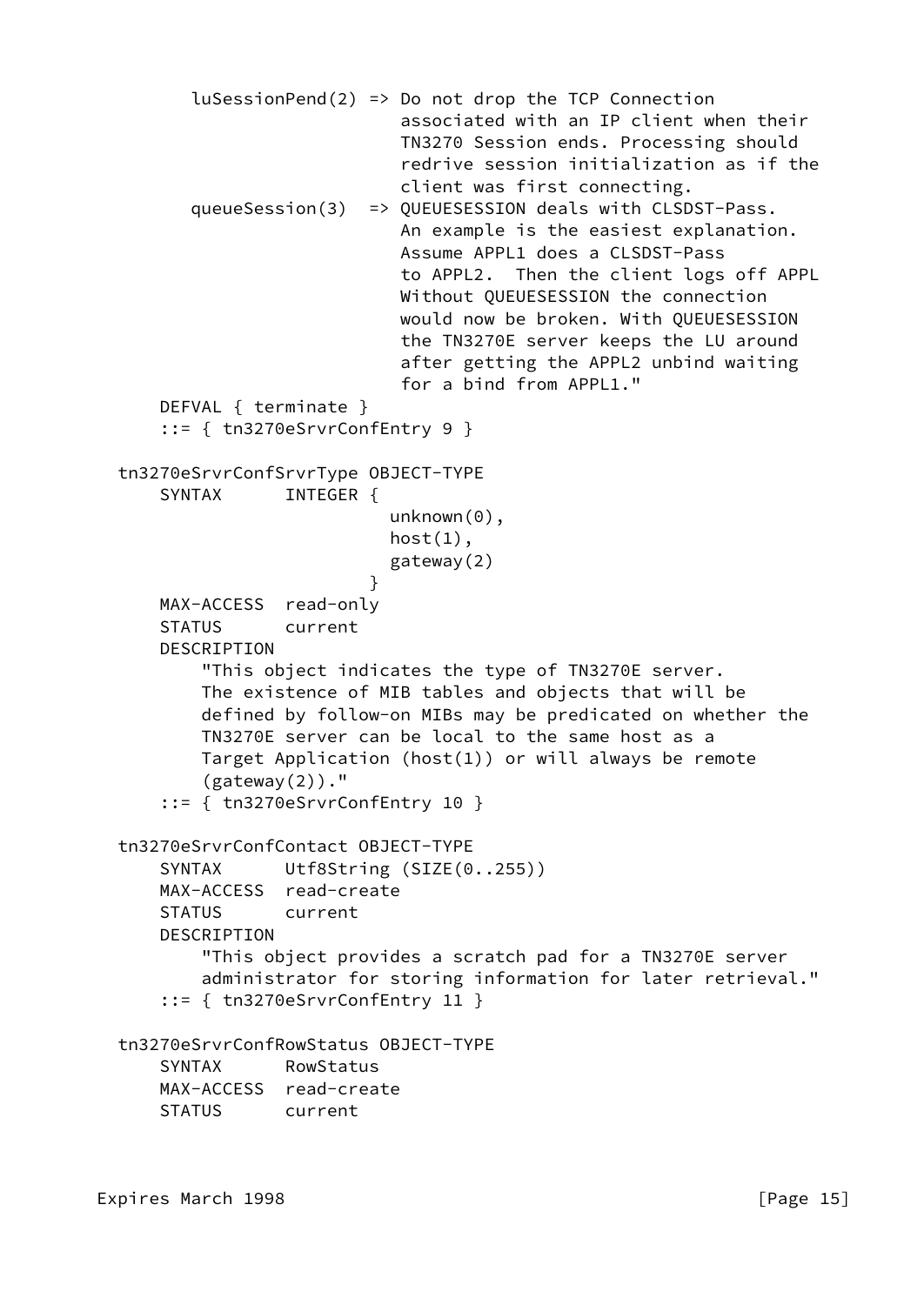```
        luSessionPend(2) => Do not drop the TCP Connection
                            associated with an IP client when their
                            TN3270 Session ends. Processing should
                            redrive session initialization as if the
                            client was first connecting.
        queueSession(3)  => QUEUESESSION deals with CLSDST-Pass.
                            An example is the easiest explanation.
                            Assume APPL1 does a CLSDST-Pass
                            to APPL2.  Then the client logs off APPL
                            Without QUEUESESSION the connection
                            would now be broken. With QUEUESESSION
                            the TN3270E server keeps the LU around
                            after getting the APPL2 unbind waiting
                            for a bind from APPL1."
     DEFVAL { terminate }
     ::= { tn3270eSrvrConfEntry 9 }

 tn3270eSrvrConfSrvrType OBJECT-TYPE
     SYNTAX      INTEGER {
                          unknown(0),
                          host(1),
                          gateway(2)
                        }
     MAX-ACCESS  read-only
     STATUS      current
     DESCRIPTION
         "This object indicates the type of TN3270E server.
         The existence of MIB tables and objects that will be
         defined by follow-on MIBs may be predicated on whether the
         TN3270E server can be local to the same host as a
         Target Application (host(1)) or will always be remote
         (gateway(2))."
     ::= { tn3270eSrvrConfEntry 10 }

 tn3270eSrvrConfContact OBJECT-TYPE
     SYNTAX      Utf8String (SIZE(0..255))
     MAX-ACCESS  read-create
     STATUS      current
     DESCRIPTION
         "This object provides a scratch pad for a TN3270E server
         administrator for storing information for later retrieval."
     ::= { tn3270eSrvrConfEntry 11 }

 tn3270eSrvrConfRowStatus OBJECT-TYPE
     SYNTAX      RowStatus
     MAX-ACCESS  read-create
     STATUS      current
```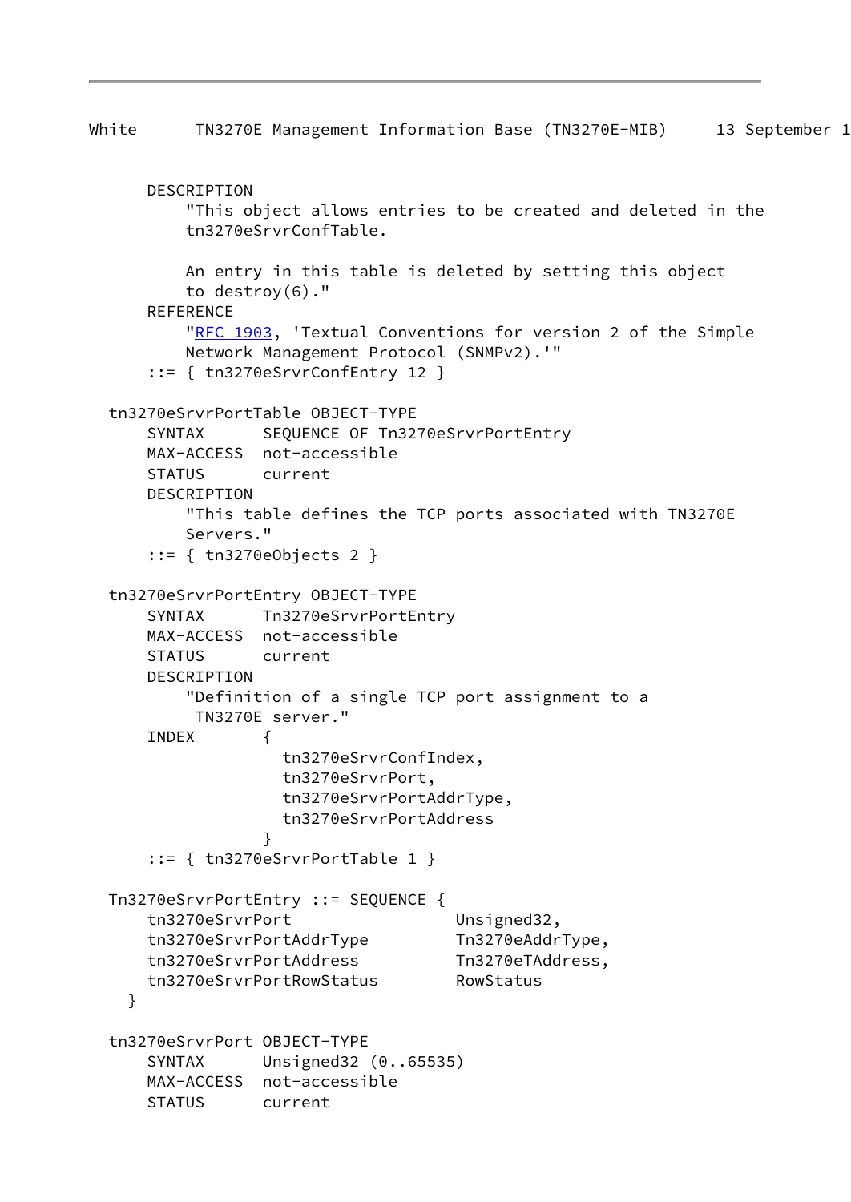```
      DESCRIPTION
          "This object allows entries to be created and deleted in the
          tn3270eSrvrConfTable.

          An entry in this table is deleted by setting this object
          to destroy(6)."
      REFERENCE
          "RFC 1903, 'Textual Conventions for version 2 of the Simple
          Network Management Protocol (SNMPv2).'"
      ::= { tn3270eSrvrConfEntry 12 }

  tn3270eSrvrPortTable OBJECT-TYPE
      SYNTAX      SEQUENCE OF Tn3270eSrvrPortEntry
      MAX-ACCESS  not-accessible
      STATUS      current
      DESCRIPTION
          "This table defines the TCP ports associated with TN3270E
          Servers."
      ::= { tn3270eObjects 2 }

  tn3270eSrvrPortEntry OBJECT-TYPE
      SYNTAX      Tn3270eSrvrPortEntry
      MAX-ACCESS  not-accessible
      STATUS      current
      DESCRIPTION
          "Definition of a single TCP port assignment to a
           TN3270E server."
      INDEX       {
                    tn3270eSrvrConfIndex,
                    tn3270eSrvrPort,
                    tn3270eSrvrPortAddrType,
                    tn3270eSrvrPortAddress
                  }
      ::= { tn3270eSrvrPortTable 1 }

  Tn3270eSrvrPortEntry ::= SEQUENCE {
      tn3270eSrvrPort                 Unsigned32,
      tn3270eSrvrPortAddrType         Tn3270eAddrType,
      tn3270eSrvrPortAddress          Tn3270eTAddress,
      tn3270eSrvrPortRowStatus        RowStatus
    }

  tn3270eSrvrPort OBJECT-TYPE
      SYNTAX      Unsigned32 (0..65535)
      MAX-ACCESS  not-accessible
      STATUS      current
```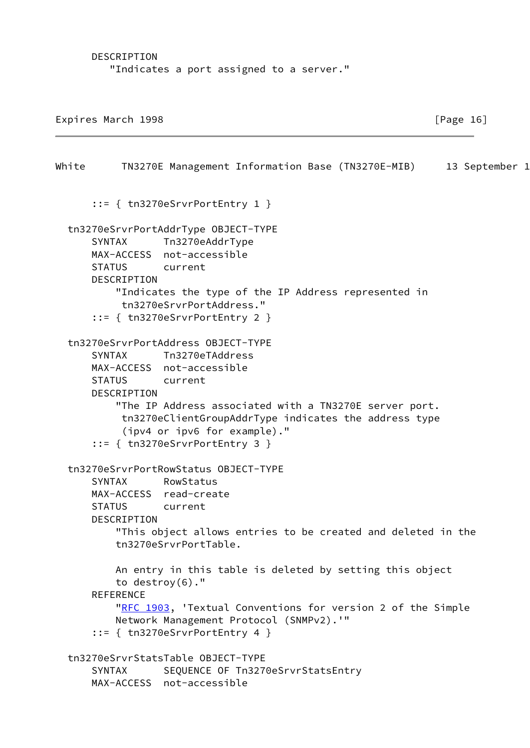```
      DESCRIPTION
         "Indicates a port assigned to a server."
```

```
      ::= { tn3270eSrvrPortEntry 1 }

  tn3270eSrvrPortAddrType OBJECT-TYPE
      SYNTAX      Tn3270eAddrType
      MAX-ACCESS  not-accessible
      STATUS      current
      DESCRIPTION
          "Indicates the type of the IP Address represented in
           tn3270eSrvrPortAddress."
      ::= { tn3270eSrvrPortEntry 2 }

  tn3270eSrvrPortAddress OBJECT-TYPE
      SYNTAX      Tn3270eTAddress
      MAX-ACCESS  not-accessible
      STATUS      current
      DESCRIPTION
          "The IP Address associated with a TN3270E server port.
           tn3270eClientGroupAddrType indicates the address type
           (ipv4 or ipv6 for example)."
      ::= { tn3270eSrvrPortEntry 3 }

  tn3270eSrvrPortRowStatus OBJECT-TYPE
      SYNTAX      RowStatus
      MAX-ACCESS  read-create
      STATUS      current
      DESCRIPTION
          "This object allows entries to be created and deleted in the
          tn3270eSrvrPortTable.

          An entry in this table is deleted by setting this object
          to destroy(6)."
      REFERENCE
          "RFC 1903, 'Textual Conventions for version 2 of the Simple
          Network Management Protocol (SNMPv2).'"
      ::= { tn3270eSrvrPortEntry 4 }

  tn3270eSrvrStatsTable OBJECT-TYPE
      SYNTAX      SEQUENCE OF Tn3270eSrvrStatsEntry
      MAX-ACCESS  not-accessible
```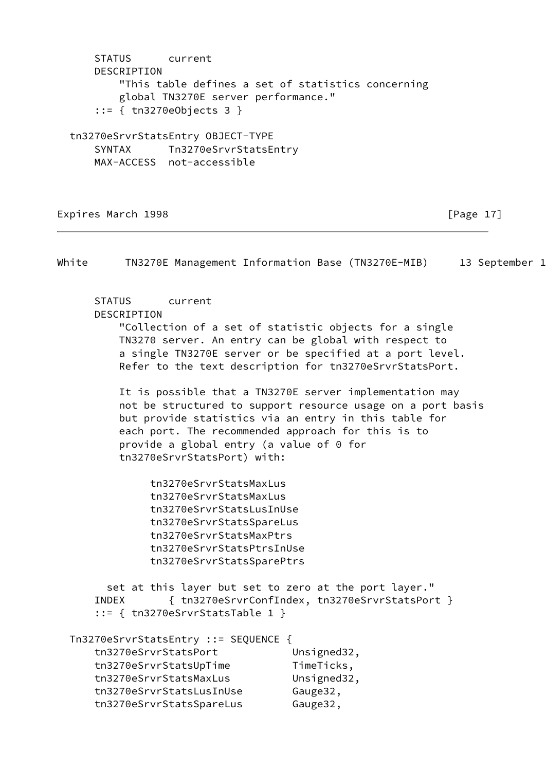```
      STATUS      current
      DESCRIPTION
          "This table defines a set of statistics concerning
          global TN3270E server performance."
      ::= { tn3270eObjects 3 }

  tn3270eSrvrStatsEntry OBJECT-TYPE
      SYNTAX      Tn3270eSrvrStatsEntry
      MAX-ACCESS  not-accessible
```

```
      STATUS      current
      DESCRIPTION
          "Collection of a set of statistic objects for a single
          TN3270 server. An entry can be global with respect to
          a single TN3270E server or be specified at a port level.
          Refer to the text description for tn3270eSrvrStatsPort.

          It is possible that a TN3270E server implementation may
          not be structured to support resource usage on a port basis
          but provide statistics via an entry in this table for
          each port. The recommended approach for this is to
          provide a global entry (a value of 0 for
          tn3270eSrvrStatsPort) with:

               tn3270eSrvrStatsMaxLus
               tn3270eSrvrStatsMaxLus
               tn3270eSrvrStatsLusInUse
               tn3270eSrvrStatsSpareLus
               tn3270eSrvrStatsMaxPtrs
               tn3270eSrvrStatsPtrsInUse
               tn3270eSrvrStatsSparePtrs

        set at this layer but set to zero at the port layer."
      INDEX       { tn3270eSrvrConfIndex, tn3270eSrvrStatsPort }
      ::= { tn3270eSrvrStatsTable 1 }

  Tn3270eSrvrStatsEntry ::= SEQUENCE {
      tn3270eSrvrStatsPort            Unsigned32,
      tn3270eSrvrStatsUpTime          TimeTicks,
      tn3270eSrvrStatsMaxLus          Unsigned32,
      tn3270eSrvrStatsLusInUse        Gauge32,
      tn3270eSrvrStatsSpareLus        Gauge32,
```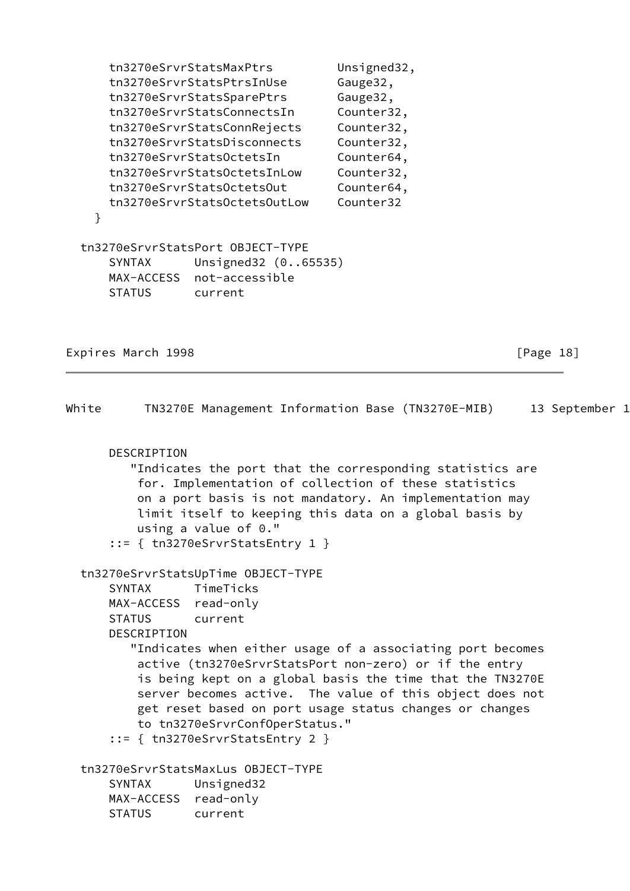```
      tn3270eSrvrStatsMaxPtrs         Unsigned32,
      tn3270eSrvrStatsPtrsInUse       Gauge32,
      tn3270eSrvrStatsSparePtrs       Gauge32,
      tn3270eSrvrStatsConnectsIn      Counter32,
      tn3270eSrvrStatsConnRejects     Counter32,
      tn3270eSrvrStatsDisconnects     Counter32,
      tn3270eSrvrStatsOctetsIn        Counter64,
      tn3270eSrvrStatsOctetsInLow     Counter32,
      tn3270eSrvrStatsOctetsOut       Counter64,
      tn3270eSrvrStatsOctetsOutLow    Counter32
    }

  tn3270eSrvrStatsPort OBJECT-TYPE
      SYNTAX      Unsigned32 (0..65535)
      MAX-ACCESS  not-accessible
      STATUS      current
      DESCRIPTION
         "Indicates the port that the corresponding statistics are
          for. Implementation of collection of these statistics
          on a port basis is not mandatory. An implementation may
          limit itself to keeping this data on a global basis by
          using a value of 0."
      ::= { tn3270eSrvrStatsEntry 1 }

  tn3270eSrvrStatsUpTime OBJECT-TYPE
      SYNTAX      TimeTicks
      MAX-ACCESS  read-only
      STATUS      current
      DESCRIPTION
         "Indicates when either usage of a associating port becomes
          active (tn3270eSrvrStatsPort non-zero) or if the entry
          is being kept on a global basis the time that the TN3270E
          server becomes active.  The value of this object does not
          get reset based on port usage status changes or changes
          to tn3270eSrvrConfOperStatus."
      ::= { tn3270eSrvrStatsEntry 2 }

  tn3270eSrvrStatsMaxLus OBJECT-TYPE
      SYNTAX      Unsigned32
      MAX-ACCESS  read-only
      STATUS      current
```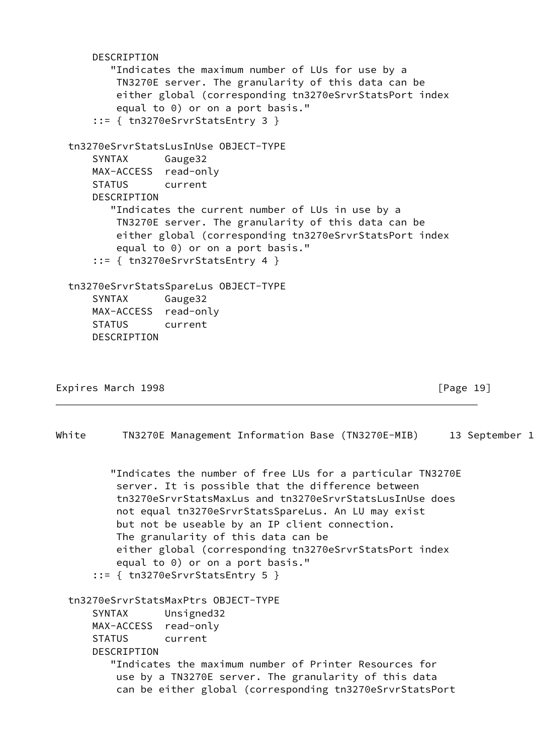```
      DESCRIPTION
         "Indicates the maximum number of LUs for use by a
          TN3270E server. The granularity of this data can be
          either global (corresponding tn3270eSrvrStatsPort index
          equal to 0) or on a port basis."
      ::= { tn3270eSrvrStatsEntry 3 }

  tn3270eSrvrStatsLusInUse OBJECT-TYPE
      SYNTAX      Gauge32
      MAX-ACCESS  read-only
      STATUS      current
      DESCRIPTION
         "Indicates the current number of LUs in use by a
          TN3270E server. The granularity of this data can be
          either global (corresponding tn3270eSrvrStatsPort index
          equal to 0) or on a port basis."
      ::= { tn3270eSrvrStatsEntry 4 }

  tn3270eSrvrStatsSpareLus OBJECT-TYPE
      SYNTAX      Gauge32
      MAX-ACCESS  read-only
      STATUS      current
      DESCRIPTION
         "Indicates the number of free LUs for a particular TN3270E
          server. It is possible that the difference between
          tn3270eSrvrStatsMaxLus and tn3270eSrvrStatsLusInUse does
          not equal tn3270eSrvrStatsSpareLus. An LU may exist
          but not be useable by an IP client connection.
          The granularity of this data can be
          either global (corresponding tn3270eSrvrStatsPort index
          equal to 0) or on a port basis."
      ::= { tn3270eSrvrStatsEntry 5 }

  tn3270eSrvrStatsMaxPtrs OBJECT-TYPE
      SYNTAX      Unsigned32
      MAX-ACCESS  read-only
      STATUS      current
      DESCRIPTION
         "Indicates the maximum number of Printer Resources for
          use by a TN3270E server. The granularity of this data
          can be either global (corresponding tn3270eSrvrStatsPort
```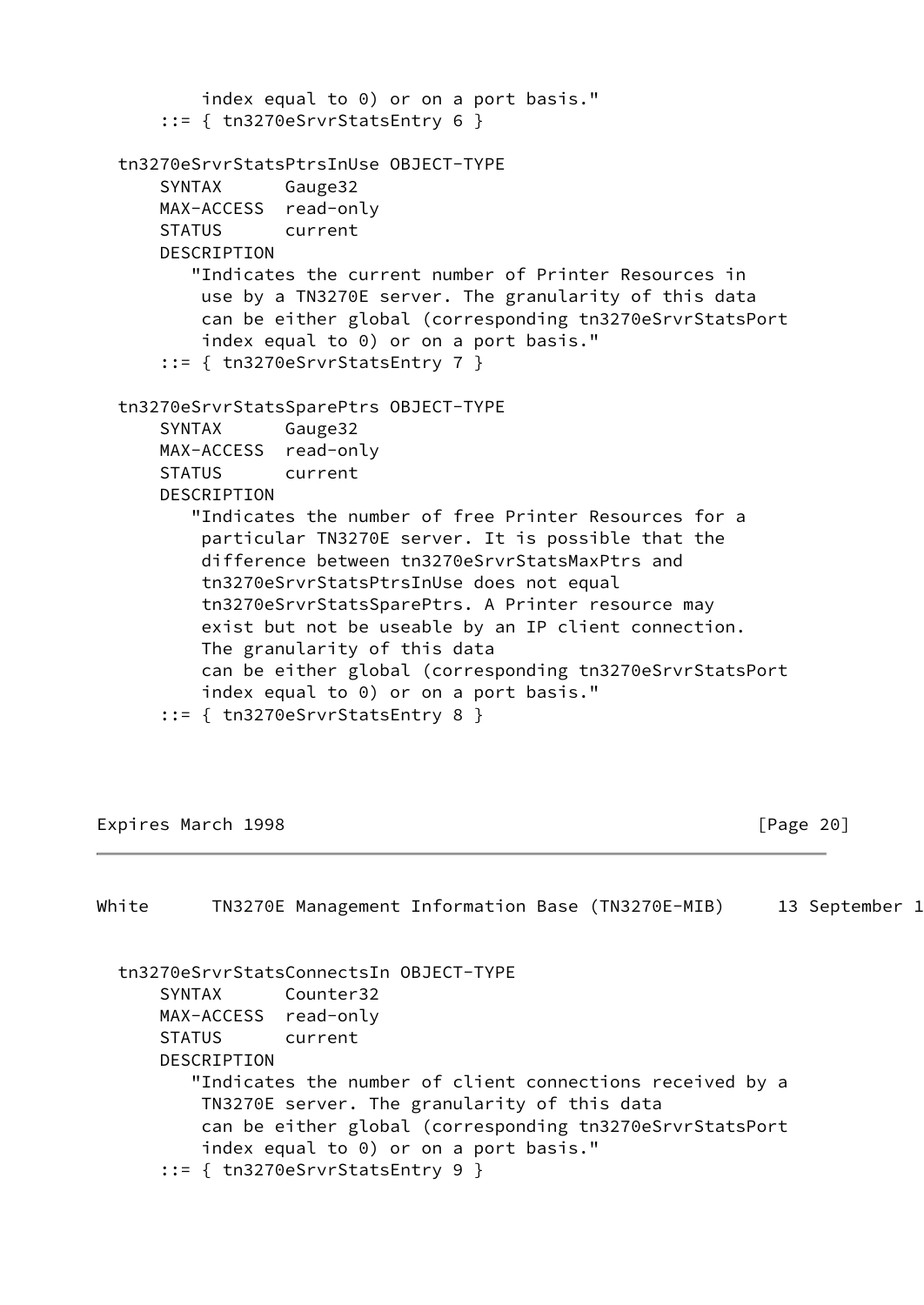```
         index equal to 0) or on a port basis."
     ::= { tn3270eSrvrStatsEntry 6 }

 tn3270eSrvrStatsPtrsInUse OBJECT-TYPE
     SYNTAX      Gauge32
     MAX-ACCESS  read-only
     STATUS      current
     DESCRIPTION
        "Indicates the current number of Printer Resources in
         use by a TN3270E server. The granularity of this data
         can be either global (corresponding tn3270eSrvrStatsPort
         index equal to 0) or on a port basis."
     ::= { tn3270eSrvrStatsEntry 7 }

 tn3270eSrvrStatsSparePtrs OBJECT-TYPE
     SYNTAX      Gauge32
     MAX-ACCESS  read-only
     STATUS      current
     DESCRIPTION
        "Indicates the number of free Printer Resources for a
         particular TN3270E server. It is possible that the
         difference between tn3270eSrvrStatsMaxPtrs and
         tn3270eSrvrStatsPtrsInUse does not equal
         tn3270eSrvrStatsSparePtrs. A Printer resource may
         exist but not be useable by an IP client connection.
         The granularity of this data
         can be either global (corresponding tn3270eSrvrStatsPort
         index equal to 0) or on a port basis."
     ::= { tn3270eSrvrStatsEntry 8 }

 tn3270eSrvrStatsConnectsIn OBJECT-TYPE
     SYNTAX      Counter32
     MAX-ACCESS  read-only
     STATUS      current
     DESCRIPTION
        "Indicates the number of client connections received by a
         TN3270E server. The granularity of this data
         can be either global (corresponding tn3270eSrvrStatsPort
         index equal to 0) or on a port basis."
     ::= { tn3270eSrvrStatsEntry 9 }
```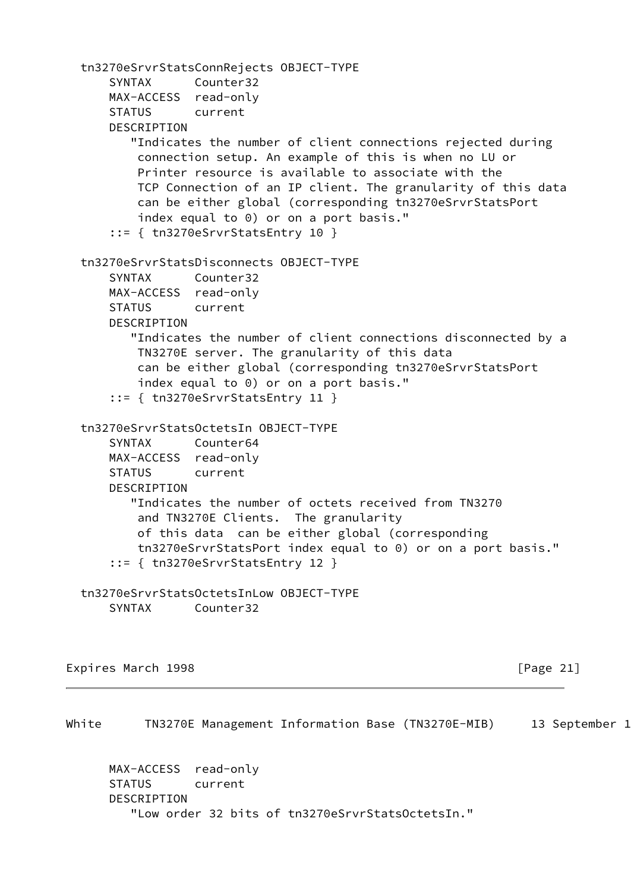```
  tn3270eSrvrStatsConnRejects OBJECT-TYPE
      SYNTAX      Counter32
      MAX-ACCESS  read-only
      STATUS      current
      DESCRIPTION
         "Indicates the number of client connections rejected during
          connection setup. An example of this is when no LU or
          Printer resource is available to associate with the
          TCP Connection of an IP client. The granularity of this data
          can be either global (corresponding tn3270eSrvrStatsPort
          index equal to 0) or on a port basis."
      ::= { tn3270eSrvrStatsEntry 10 }

  tn3270eSrvrStatsDisconnects OBJECT-TYPE
      SYNTAX      Counter32
      MAX-ACCESS  read-only
      STATUS      current
      DESCRIPTION
         "Indicates the number of client connections disconnected by a
          TN3270E server. The granularity of this data
          can be either global (corresponding tn3270eSrvrStatsPort
          index equal to 0) or on a port basis."
      ::= { tn3270eSrvrStatsEntry 11 }

  tn3270eSrvrStatsOctetsIn OBJECT-TYPE
      SYNTAX      Counter64
      MAX-ACCESS  read-only
      STATUS      current
      DESCRIPTION
         "Indicates the number of octets received from TN3270
          and TN3270E Clients.  The granularity
          of this data  can be either global (corresponding
          tn3270eSrvrStatsPort index equal to 0) or on a port basis."
      ::= { tn3270eSrvrStatsEntry 12 }

  tn3270eSrvrStatsOctetsInLow OBJECT-TYPE
      SYNTAX      Counter32
      MAX-ACCESS  read-only
      STATUS      current
      DESCRIPTION
         "Low order 32 bits of tn3270eSrvrStatsOctetsIn."
```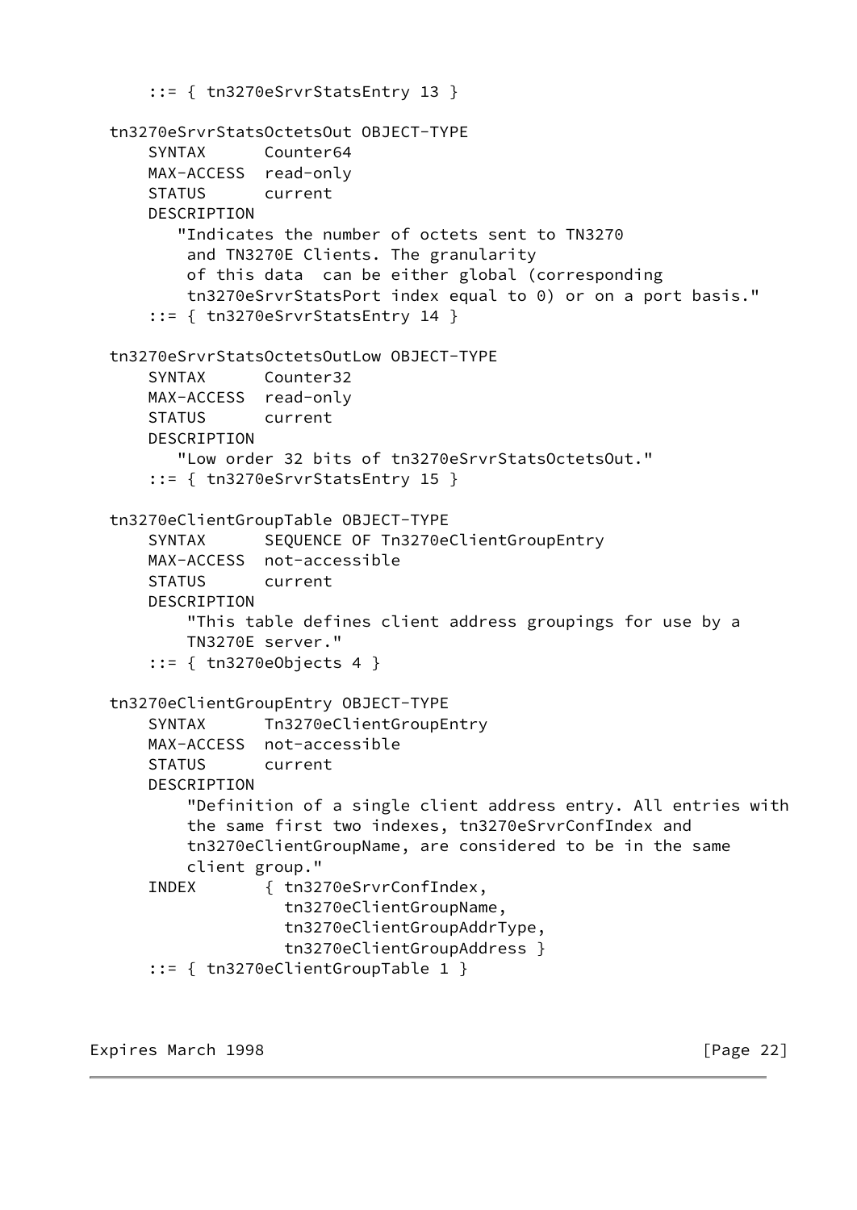```
      ::= { tn3270eSrvrStatsEntry 13 }

  tn3270eSrvrStatsOctetsOut OBJECT-TYPE
      SYNTAX      Counter64
      MAX-ACCESS  read-only
      STATUS      current
      DESCRIPTION
         "Indicates the number of octets sent to TN3270
          and TN3270E Clients. The granularity
          of this data  can be either global (corresponding
          tn3270eSrvrStatsPort index equal to 0) or on a port basis."
      ::= { tn3270eSrvrStatsEntry 14 }

  tn3270eSrvrStatsOctetsOutLow OBJECT-TYPE
      SYNTAX      Counter32
      MAX-ACCESS  read-only
      STATUS      current
      DESCRIPTION
         "Low order 32 bits of tn3270eSrvrStatsOctetsOut."
      ::= { tn3270eSrvrStatsEntry 15 }

  tn3270eClientGroupTable OBJECT-TYPE
      SYNTAX      SEQUENCE OF Tn3270eClientGroupEntry
      MAX-ACCESS  not-accessible
      STATUS      current
      DESCRIPTION
          "This table defines client address groupings for use by a
          TN3270E server."
      ::= { tn3270eObjects 4 }

  tn3270eClientGroupEntry OBJECT-TYPE
      SYNTAX      Tn3270eClientGroupEntry
      MAX-ACCESS  not-accessible
      STATUS      current
      DESCRIPTION
          "Definition of a single client address entry. All entries with
          the same first two indexes, tn3270eSrvrConfIndex and
          tn3270eClientGroupName, are considered to be in the same
          client group."
      INDEX       { tn3270eSrvrConfIndex,
                    tn3270eClientGroupName,
                    tn3270eClientGroupAddrType,
                    tn3270eClientGroupAddress }
      ::= { tn3270eClientGroupTable 1 }
```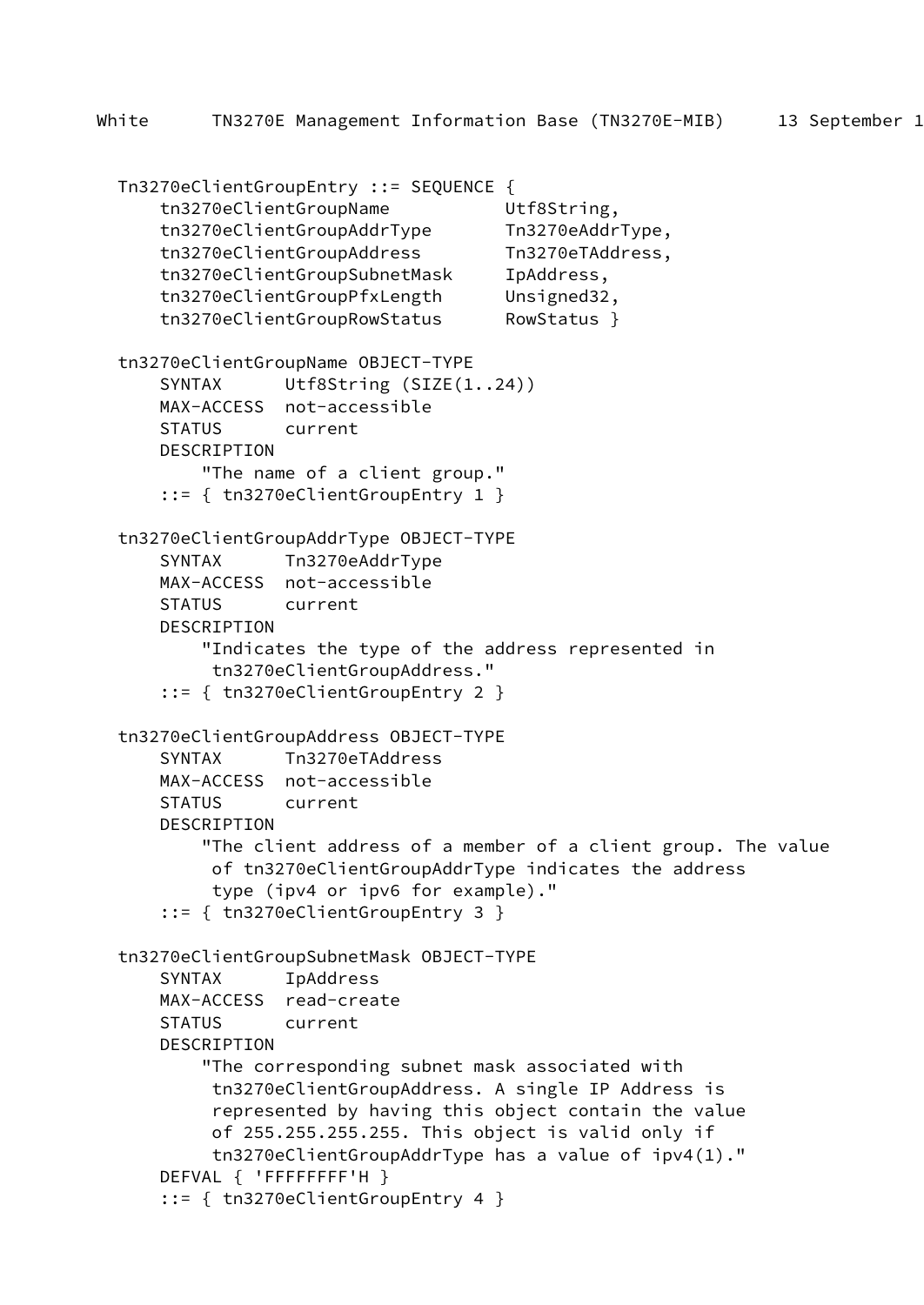```
Tn3270eClientGroupEntry ::= SEQUENCE {
    tn3270eClientGroupName           Utf8String,
    tn3270eClientGroupAddrType       Tn3270eAddrType,
    tn3270eClientGroupAddress        Tn3270eTAddress,
    tn3270eClientGroupSubnetMask     IpAddress,
    tn3270eClientGroupPfxLength      Unsigned32,
    tn3270eClientGroupRowStatus      RowStatus }

tn3270eClientGroupName OBJECT-TYPE
    SYNTAX      Utf8String (SIZE(1..24))
    MAX-ACCESS  not-accessible
    STATUS      current
    DESCRIPTION
        "The name of a client group."
    ::= { tn3270eClientGroupEntry 1 }

tn3270eClientGroupAddrType OBJECT-TYPE
    SYNTAX      Tn3270eAddrType
    MAX-ACCESS  not-accessible
    STATUS      current
    DESCRIPTION
        "Indicates the type of the address represented in
         tn3270eClientGroupAddress."
    ::= { tn3270eClientGroupEntry 2 }

tn3270eClientGroupAddress OBJECT-TYPE
    SYNTAX      Tn3270eTAddress
    MAX-ACCESS  not-accessible
    STATUS      current
    DESCRIPTION
        "The client address of a member of a client group. The value
         of tn3270eClientGroupAddrType indicates the address
         type (ipv4 or ipv6 for example)."
    ::= { tn3270eClientGroupEntry 3 }

tn3270eClientGroupSubnetMask OBJECT-TYPE
    SYNTAX      IpAddress
    MAX-ACCESS  read-create
    STATUS      current
    DESCRIPTION
        "The corresponding subnet mask associated with
         tn3270eClientGroupAddress. A single IP Address is
         represented by having this object contain the value
         of 255.255.255.255. This object is valid only if
         tn3270eClientGroupAddrType has a value of ipv4(1)."
    DEFVAL { 'FFFFFFFF'H }
    ::= { tn3270eClientGroupEntry 4 }
```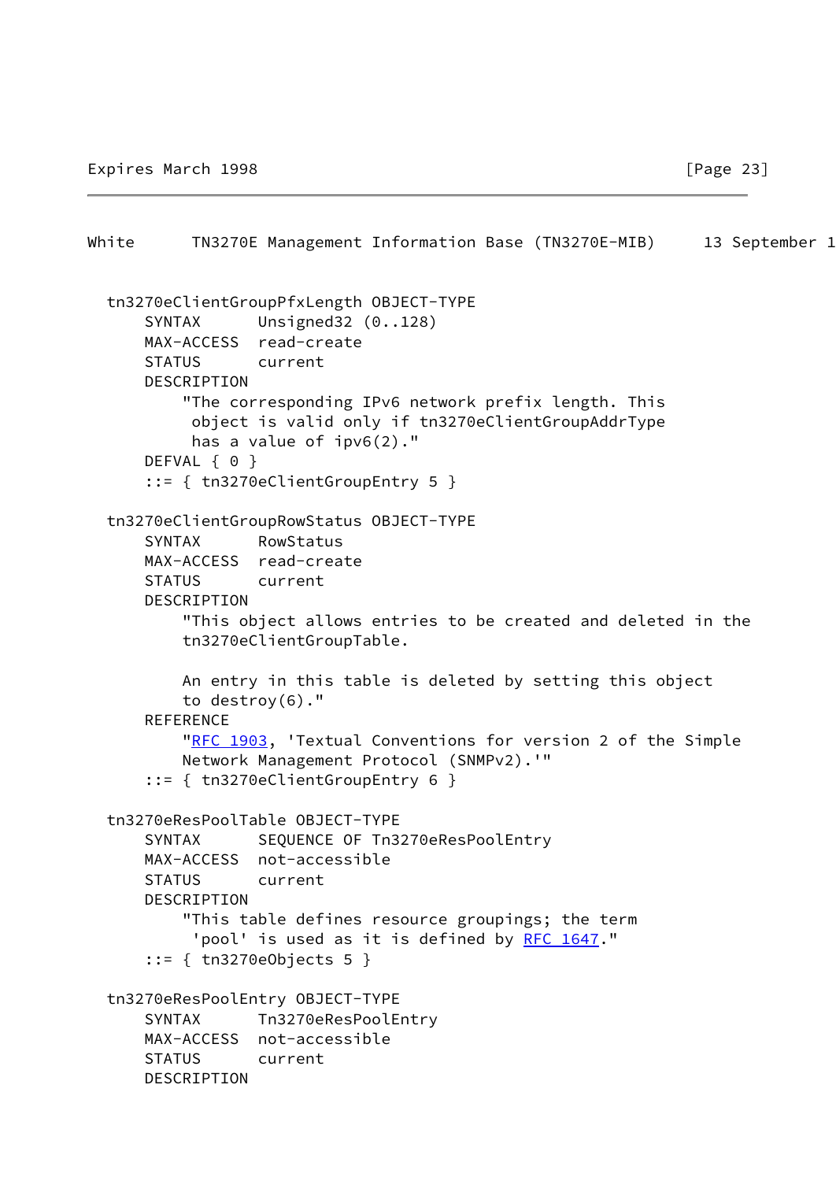```
  tn3270eClientGroupPfxLength OBJECT-TYPE
      SYNTAX      Unsigned32 (0..128)
      MAX-ACCESS  read-create
      STATUS      current
      DESCRIPTION
          "The corresponding IPv6 network prefix length. This
           object is valid only if tn3270eClientGroupAddrType
           has a value of ipv6(2)."
      DEFVAL { 0 }
      ::= { tn3270eClientGroupEntry 5 }

  tn3270eClientGroupRowStatus OBJECT-TYPE
      SYNTAX      RowStatus
      MAX-ACCESS  read-create
      STATUS      current
      DESCRIPTION
          "This object allows entries to be created and deleted in the
          tn3270eClientGroupTable.

          An entry in this table is deleted by setting this object
          to destroy(6)."
      REFERENCE
          "RFC 1903, 'Textual Conventions for version 2 of the Simple
          Network Management Protocol (SNMPv2).'"
      ::= { tn3270eClientGroupEntry 6 }

  tn3270eResPoolTable OBJECT-TYPE
      SYNTAX      SEQUENCE OF Tn3270eResPoolEntry
      MAX-ACCESS  not-accessible
      STATUS      current
      DESCRIPTION
          "This table defines resource groupings; the term
           'pool' is used as it is defined by RFC 1647."
      ::= { tn3270eObjects 5 }

  tn3270eResPoolEntry OBJECT-TYPE
      SYNTAX      Tn3270eResPoolEntry
      MAX-ACCESS  not-accessible
      STATUS      current
      DESCRIPTION
```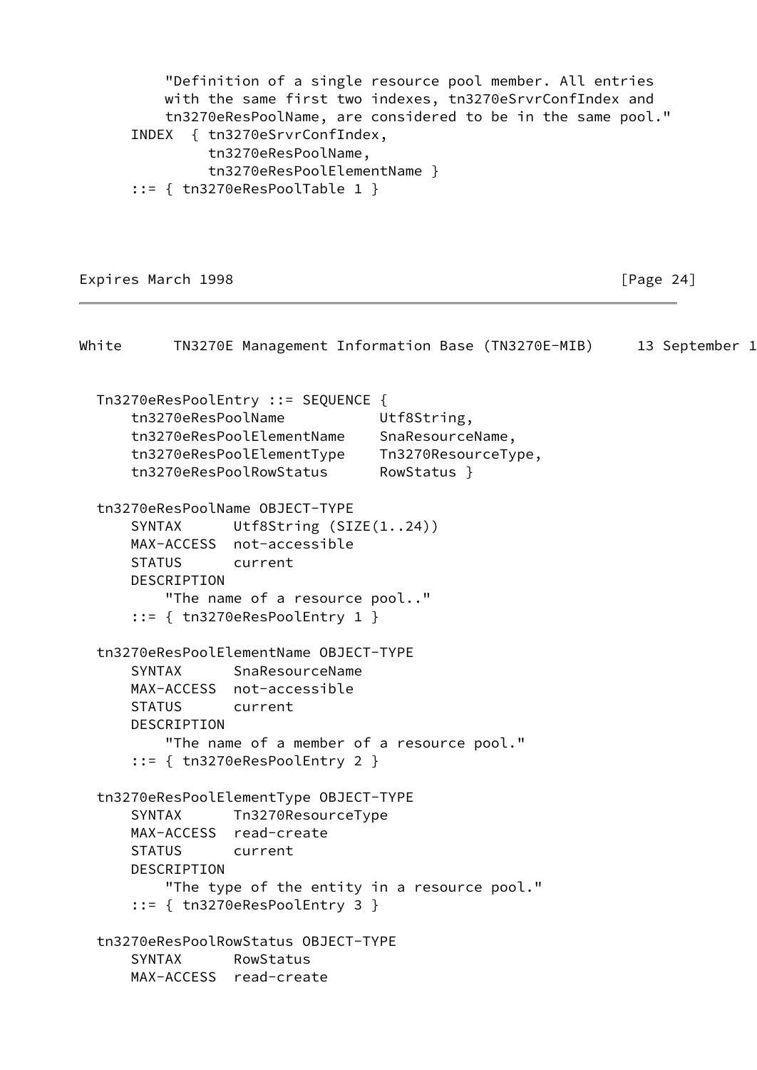```
          "Definition of a single resource pool member. All entries
          with the same first two indexes, tn3270eSrvrConfIndex and
          tn3270eResPoolName, are considered to be in the same pool."
      INDEX  { tn3270eSrvrConfIndex,
               tn3270eResPoolName,
               tn3270eResPoolElementName }
      ::= { tn3270eResPoolTable 1 }
```

```
  Tn3270eResPoolEntry ::= SEQUENCE {
      tn3270eResPoolName            Utf8String,
      tn3270eResPoolElementName     SnaResourceName,
      tn3270eResPoolElementType     Tn3270ResourceType,
      tn3270eResPoolRowStatus       RowStatus }

  tn3270eResPoolName OBJECT-TYPE
      SYNTAX      Utf8String (SIZE(1..24))
      MAX-ACCESS  not-accessible
      STATUS      current
      DESCRIPTION
          "The name of a resource pool.."
      ::= { tn3270eResPoolEntry 1 }

  tn3270eResPoolElementName OBJECT-TYPE
      SYNTAX      SnaResourceName
      MAX-ACCESS  not-accessible
      STATUS      current
      DESCRIPTION
          "The name of a member of a resource pool."
      ::= { tn3270eResPoolEntry 2 }

  tn3270eResPoolElementType OBJECT-TYPE
      SYNTAX      Tn3270ResourceType
      MAX-ACCESS  read-create
      STATUS      current
      DESCRIPTION
          "The type of the entity in a resource pool."
      ::= { tn3270eResPoolEntry 3 }

  tn3270eResPoolRowStatus OBJECT-TYPE
      SYNTAX      RowStatus
      MAX-ACCESS  read-create
```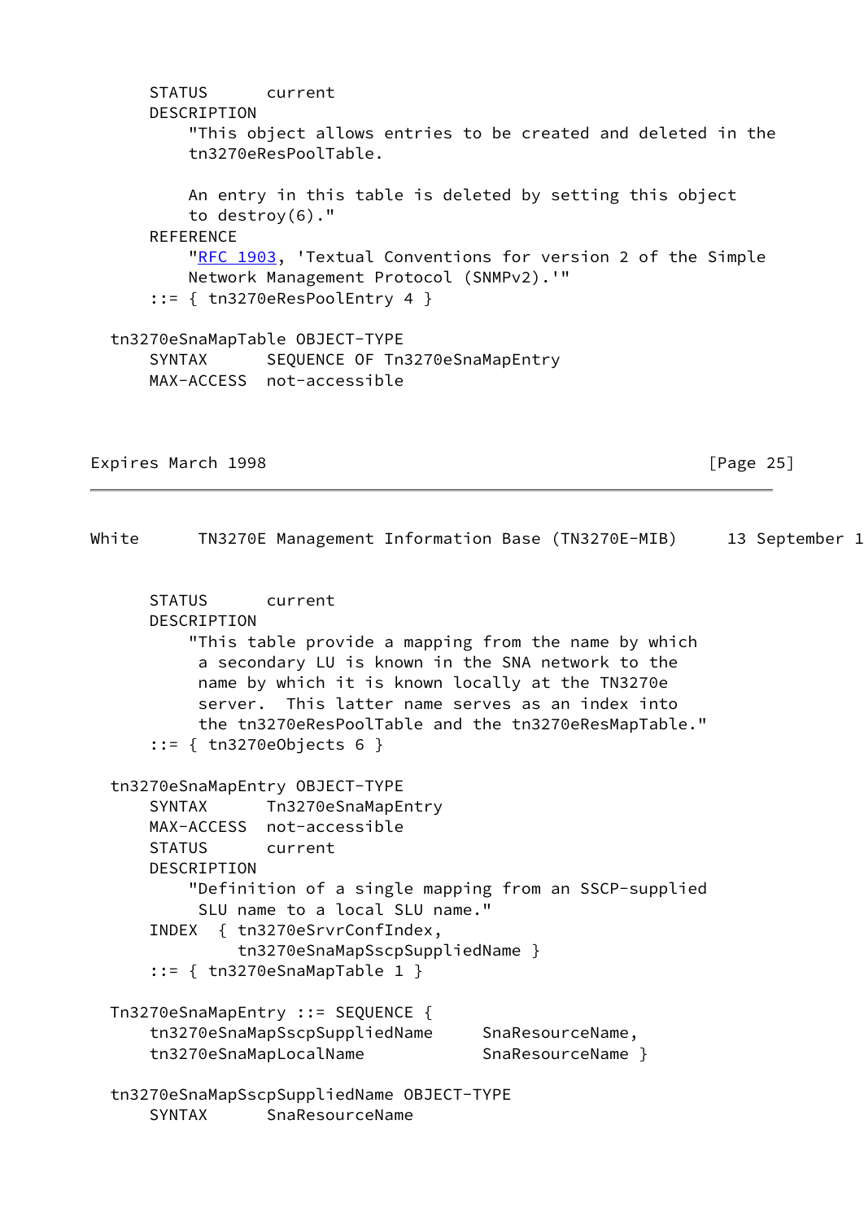```
      STATUS      current
      DESCRIPTION
          "This object allows entries to be created and deleted in the
          tn3270eResPoolTable.

          An entry in this table is deleted by setting this object
          to destroy(6)."
      REFERENCE
          "RFC 1903, 'Textual Conventions for version 2 of the Simple
          Network Management Protocol (SNMPv2).'"
      ::= { tn3270eResPoolEntry 4 }

  tn3270eSnaMapTable OBJECT-TYPE
      SYNTAX      SEQUENCE OF Tn3270eSnaMapEntry
      MAX-ACCESS  not-accessible
      STATUS      current
      DESCRIPTION
          "This table provide a mapping from the name by which
           a secondary LU is known in the SNA network to the
           name by which it is known locally at the TN3270e
           server.  This latter name serves as an index into
           the tn3270eResPoolTable and the tn3270eResMapTable."
      ::= { tn3270eObjects 6 }

  tn3270eSnaMapEntry OBJECT-TYPE
      SYNTAX      Tn3270eSnaMapEntry
      MAX-ACCESS  not-accessible
      STATUS      current
      DESCRIPTION
          "Definition of a single mapping from an SSCP-supplied
           SLU name to a local SLU name."
      INDEX  { tn3270eSrvrConfIndex,
               tn3270eSnaMapSscpSuppliedName }
      ::= { tn3270eSnaMapTable 1 }

  Tn3270eSnaMapEntry ::= SEQUENCE {
      tn3270eSnaMapSscpSuppliedName     SnaResourceName,
      tn3270eSnaMapLocalName            SnaResourceName }

  tn3270eSnaMapSscpSuppliedName OBJECT-TYPE
      SYNTAX      SnaResourceName
```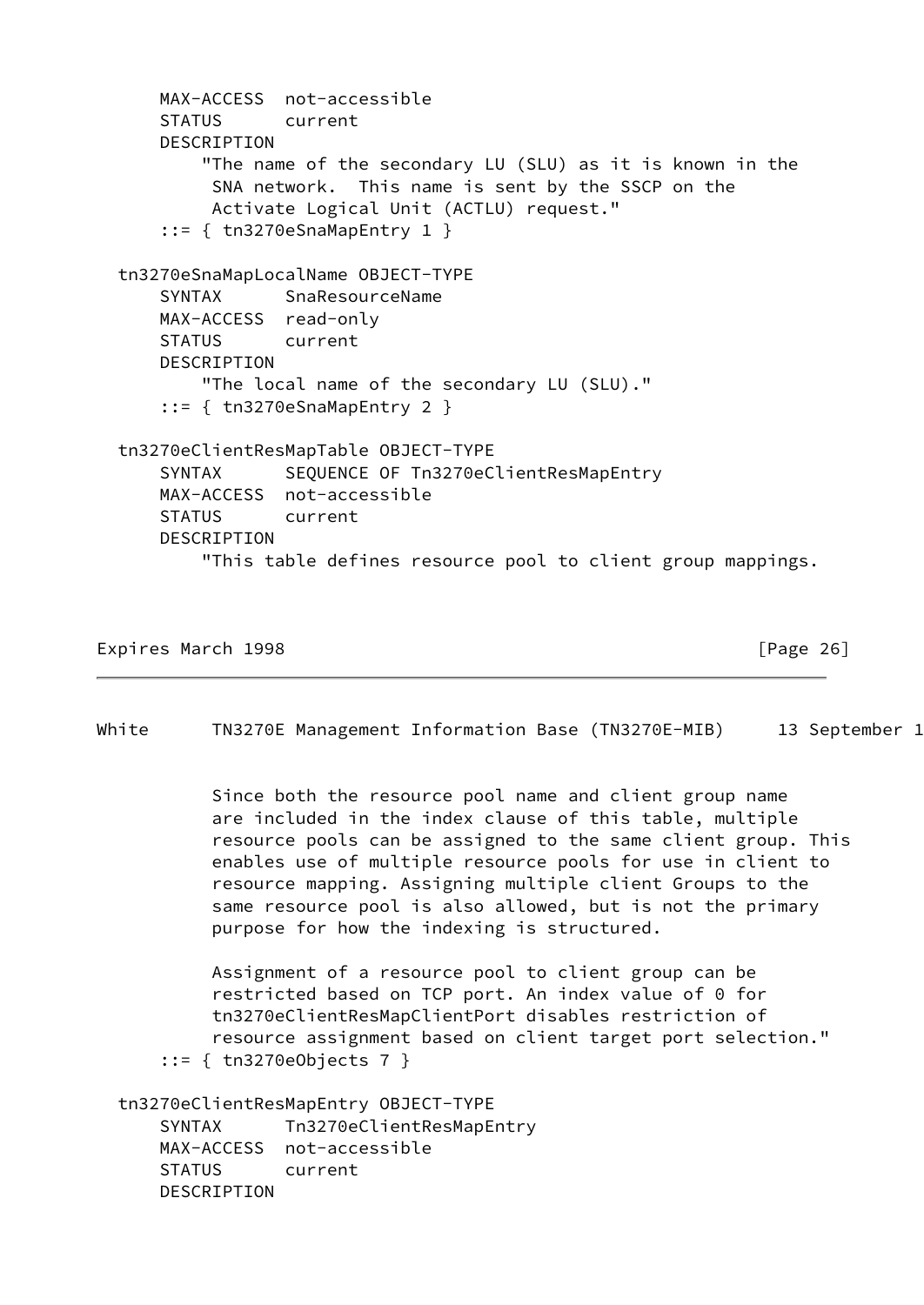```
      MAX-ACCESS  not-accessible
      STATUS      current
      DESCRIPTION
          "The name of the secondary LU (SLU) as it is known in the
           SNA network.  This name is sent by the SSCP on the
           Activate Logical Unit (ACTLU) request."
      ::= { tn3270eSnaMapEntry 1 }

  tn3270eSnaMapLocalName OBJECT-TYPE
      SYNTAX      SnaResourceName
      MAX-ACCESS  read-only
      STATUS      current
      DESCRIPTION
          "The local name of the secondary LU (SLU)."
      ::= { tn3270eSnaMapEntry 2 }

  tn3270eClientResMapTable OBJECT-TYPE
      SYNTAX      SEQUENCE OF Tn3270eClientResMapEntry
      MAX-ACCESS  not-accessible
      STATUS      current
      DESCRIPTION
          "This table defines resource pool to client group mappings.

           Since both the resource pool name and client group name
           are included in the index clause of this table, multiple
           resource pools can be assigned to the same client group. This
           enables use of multiple resource pools for use in client to
           resource mapping. Assigning multiple client Groups to the
           same resource pool is also allowed, but is not the primary
           purpose for how the indexing is structured.

           Assignment of a resource pool to client group can be
           restricted based on TCP port. An index value of 0 for
           tn3270eClientResMapClientPort disables restriction of
           resource assignment based on client target port selection."
      ::= { tn3270eObjects 7 }

  tn3270eClientResMapEntry OBJECT-TYPE
      SYNTAX      Tn3270eClientResMapEntry
      MAX-ACCESS  not-accessible
      STATUS      current
      DESCRIPTION
```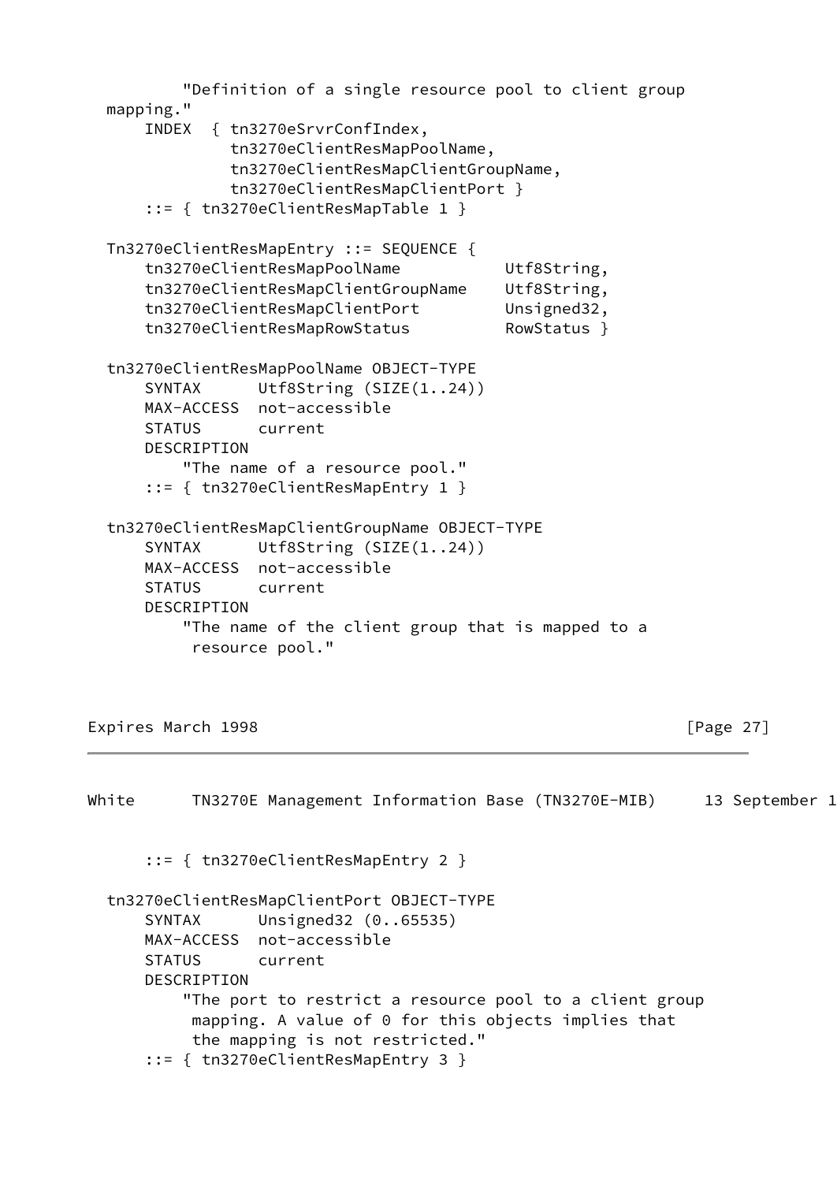```
        "Definition of a single resource pool to client group
mapping."
    INDEX  { tn3270eSrvrConfIndex,
             tn3270eClientResMapPoolName,
             tn3270eClientResMapClientGroupName,
             tn3270eClientResMapClientPort }
    ::= { tn3270eClientResMapTable 1 }

Tn3270eClientResMapEntry ::= SEQUENCE {
    tn3270eClientResMapPoolName           Utf8String,
    tn3270eClientResMapClientGroupName    Utf8String,
    tn3270eClientResMapClientPort         Unsigned32,
    tn3270eClientResMapRowStatus          RowStatus }

tn3270eClientResMapPoolName OBJECT-TYPE
    SYNTAX      Utf8String (SIZE(1..24))
    MAX-ACCESS  not-accessible
    STATUS      current
    DESCRIPTION
        "The name of a resource pool."
    ::= { tn3270eClientResMapEntry 1 }

tn3270eClientResMapClientGroupName OBJECT-TYPE
    SYNTAX      Utf8String (SIZE(1..24))
    MAX-ACCESS  not-accessible
    STATUS      current
    DESCRIPTION
        "The name of the client group that is mapped to a
         resource pool."
    ::= { tn3270eClientResMapEntry 2 }

tn3270eClientResMapClientPort OBJECT-TYPE
    SYNTAX      Unsigned32 (0..65535)
    MAX-ACCESS  not-accessible
    STATUS      current
    DESCRIPTION
        "The port to restrict a resource pool to a client group
         mapping. A value of 0 for this objects implies that
         the mapping is not restricted."
    ::= { tn3270eClientResMapEntry 3 }
```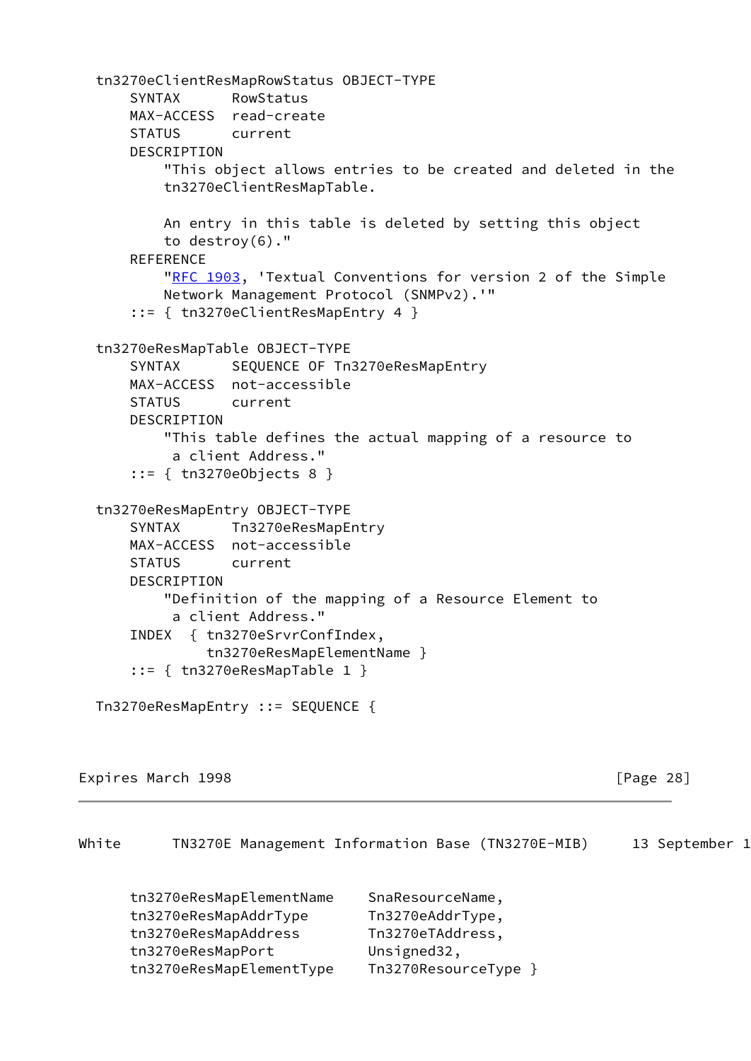```
  tn3270eClientResMapRowStatus OBJECT-TYPE
      SYNTAX      RowStatus
      MAX-ACCESS  read-create
      STATUS      current
      DESCRIPTION
          "This object allows entries to be created and deleted in the
          tn3270eClientResMapTable.

          An entry in this table is deleted by setting this object
          to destroy(6)."
      REFERENCE
          "RFC 1903, 'Textual Conventions for version 2 of the Simple
          Network Management Protocol (SNMPv2).'"
      ::= { tn3270eClientResMapEntry 4 }

  tn3270eResMapTable OBJECT-TYPE
      SYNTAX      SEQUENCE OF Tn3270eResMapEntry
      MAX-ACCESS  not-accessible
      STATUS      current
      DESCRIPTION
          "This table defines the actual mapping of a resource to
           a client Address."
      ::= { tn3270eObjects 8 }

  tn3270eResMapEntry OBJECT-TYPE
      SYNTAX      Tn3270eResMapEntry
      MAX-ACCESS  not-accessible
      STATUS      current
      DESCRIPTION
          "Definition of the mapping of a Resource Element to
           a client Address."
      INDEX  { tn3270eSrvrConfIndex,
               tn3270eResMapElementName }
      ::= { tn3270eResMapTable 1 }

  Tn3270eResMapEntry ::= SEQUENCE {
      tn3270eResMapElementName    SnaResourceName,
      tn3270eResMapAddrType       Tn3270eAddrType,
      tn3270eResMapAddress        Tn3270eTAddress,
      tn3270eResMapPort           Unsigned32,
      tn3270eResMapElementType    Tn3270ResourceType }
```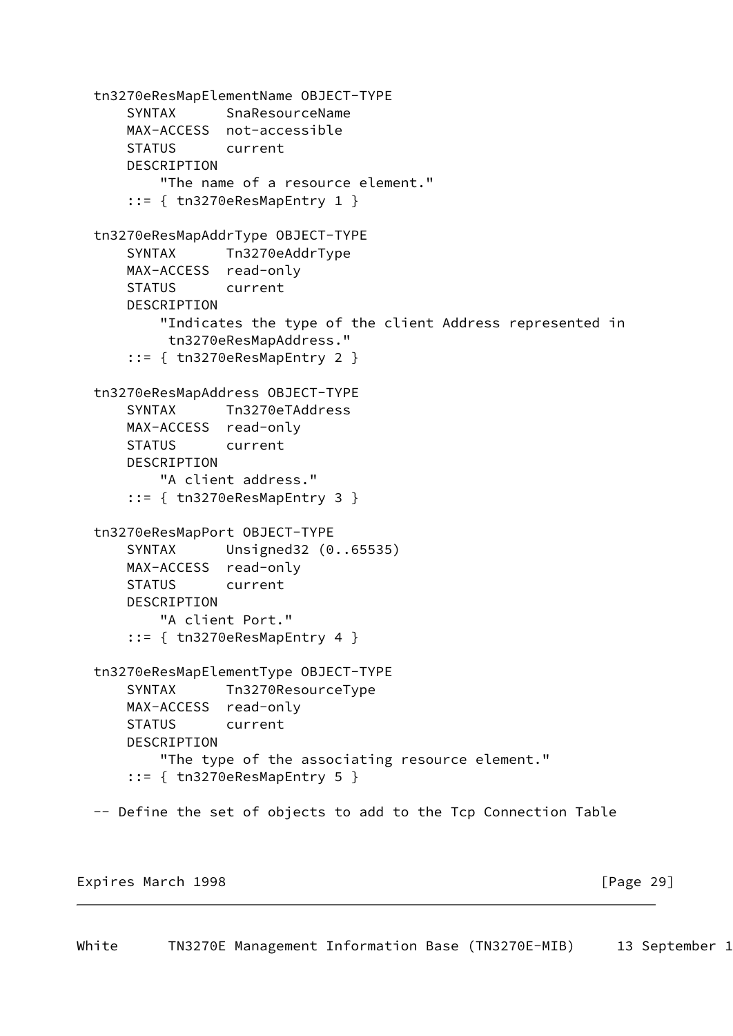```
tn3270eResMapElementName OBJECT-TYPE
    SYNTAX      SnaResourceName
    MAX-ACCESS  not-accessible
    STATUS      current
    DESCRIPTION
        "The name of a resource element."
    ::= { tn3270eResMapEntry 1 }

tn3270eResMapAddrType OBJECT-TYPE
    SYNTAX      Tn3270eAddrType
    MAX-ACCESS  read-only
    STATUS      current
    DESCRIPTION
        "Indicates the type of the client Address represented in
         tn3270eResMapAddress."
    ::= { tn3270eResMapEntry 2 }

tn3270eResMapAddress OBJECT-TYPE
    SYNTAX      Tn3270eTAddress
    MAX-ACCESS  read-only
    STATUS      current
    DESCRIPTION
        "A client address."
    ::= { tn3270eResMapEntry 3 }

tn3270eResMapPort OBJECT-TYPE
    SYNTAX      Unsigned32 (0..65535)
    MAX-ACCESS  read-only
    STATUS      current
    DESCRIPTION
        "A client Port."
    ::= { tn3270eResMapEntry 4 }

tn3270eResMapElementType OBJECT-TYPE
    SYNTAX      Tn3270ResourceType
    MAX-ACCESS  read-only
    STATUS      current
    DESCRIPTION
        "The type of the associating resource element."
    ::= { tn3270eResMapEntry 5 }

-- Define the set of objects to add to the Tcp Connection Table
```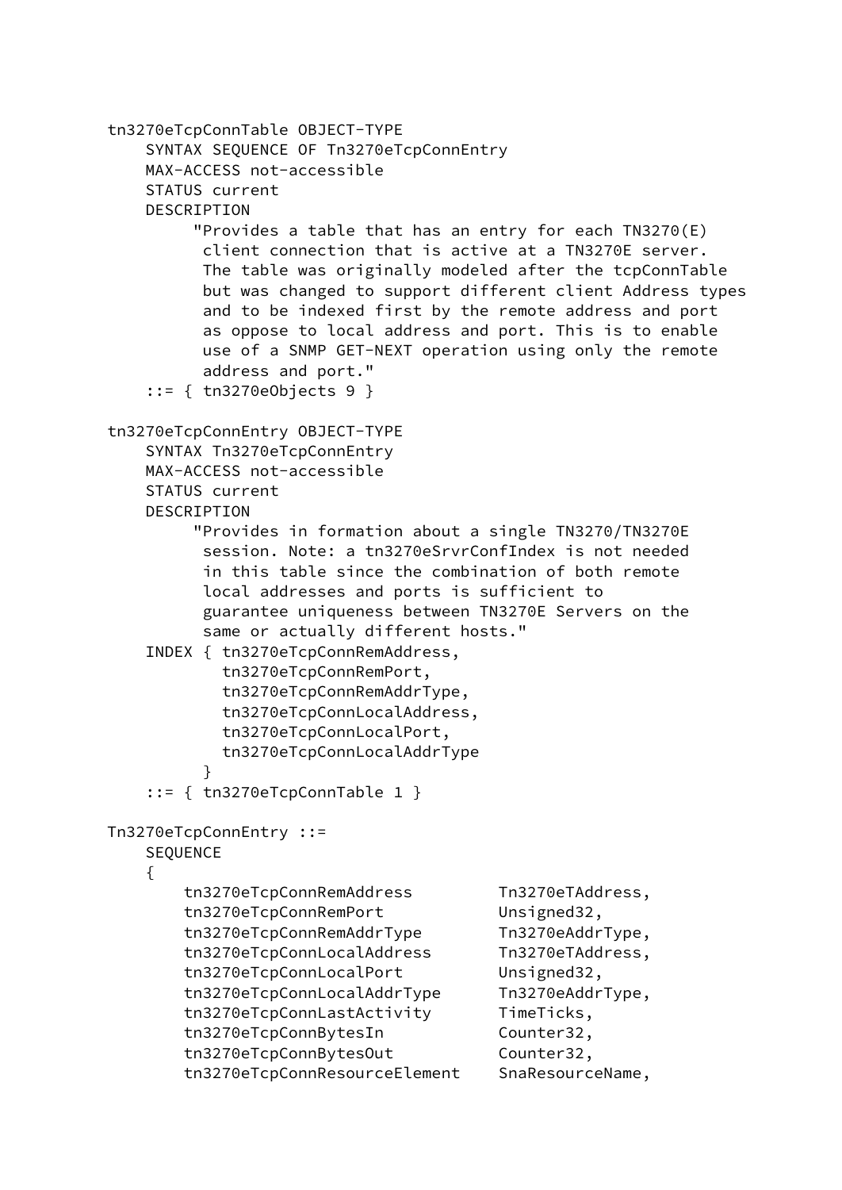```
tn3270eTcpConnTable OBJECT-TYPE
    SYNTAX SEQUENCE OF Tn3270eTcpConnEntry
    MAX-ACCESS not-accessible
    STATUS current
    DESCRIPTION
         "Provides a table that has an entry for each TN3270(E)
          client connection that is active at a TN3270E server.
          The table was originally modeled after the tcpConnTable
          but was changed to support different client Address types
          and to be indexed first by the remote address and port
          as oppose to local address and port. This is to enable
          use of a SNMP GET-NEXT operation using only the remote
          address and port."
    ::= { tn3270eObjects 9 }

tn3270eTcpConnEntry OBJECT-TYPE
    SYNTAX Tn3270eTcpConnEntry
    MAX-ACCESS not-accessible
    STATUS current
    DESCRIPTION
         "Provides in formation about a single TN3270/TN3270E
          session. Note: a tn3270eSrvrConfIndex is not needed
          in this table since the combination of both remote
          local addresses and ports is sufficient to
          guarantee uniqueness between TN3270E Servers on the
          same or actually different hosts."
    INDEX { tn3270eTcpConnRemAddress,
            tn3270eTcpConnRemPort,
            tn3270eTcpConnRemAddrType,
            tn3270eTcpConnLocalAddress,
            tn3270eTcpConnLocalPort,
            tn3270eTcpConnLocalAddrType
          }
    ::= { tn3270eTcpConnTable 1 }

Tn3270eTcpConnEntry ::=
    SEQUENCE
    {
        tn3270eTcpConnRemAddress         Tn3270eTAddress,
        tn3270eTcpConnRemPort            Unsigned32,
        tn3270eTcpConnRemAddrType        Tn3270eAddrType,
        tn3270eTcpConnLocalAddress       Tn3270eTAddress,
        tn3270eTcpConnLocalPort          Unsigned32,
        tn3270eTcpConnLocalAddrType      Tn3270eAddrType,
        tn3270eTcpConnLastActivity       TimeTicks,
        tn3270eTcpConnBytesIn            Counter32,
        tn3270eTcpConnBytesOut           Counter32,
        tn3270eTcpConnResourceElement    SnaResourceName,
```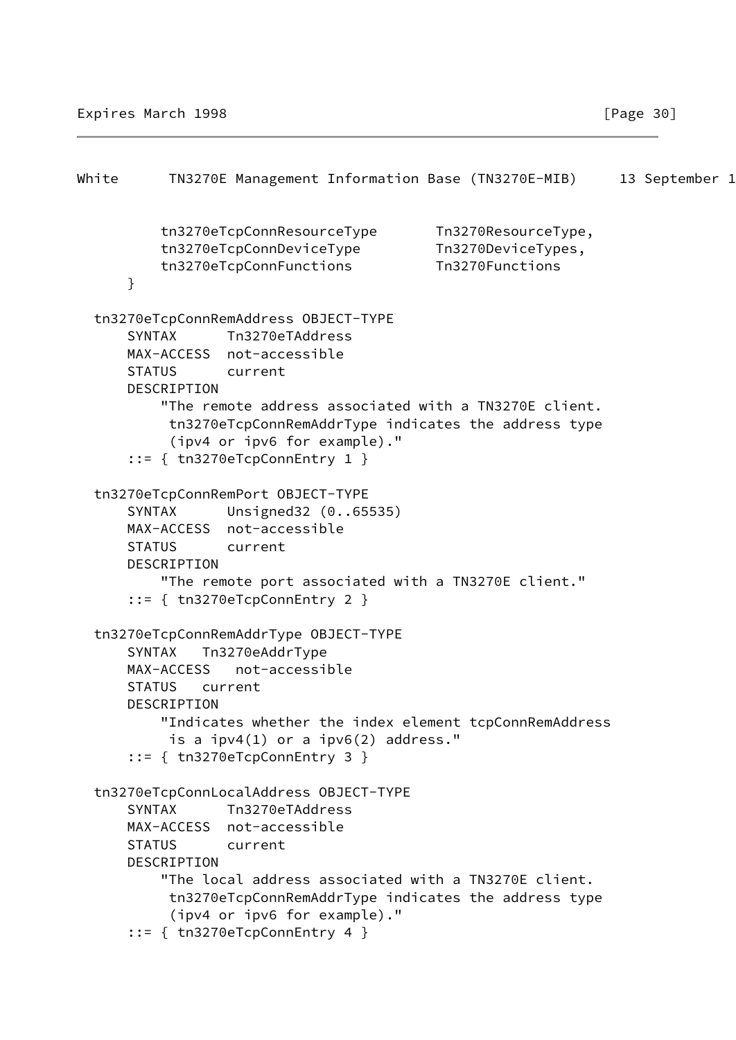```
          tn3270eTcpConnResourceType       Tn3270ResourceType,
          tn3270eTcpConnDeviceType         Tn3270DeviceTypes,
          tn3270eTcpConnFunctions          Tn3270Functions
      }

  tn3270eTcpConnRemAddress OBJECT-TYPE
      SYNTAX      Tn3270eTAddress
      MAX-ACCESS  not-accessible
      STATUS      current
      DESCRIPTION
          "The remote address associated with a TN3270E client.
           tn3270eTcpConnRemAddrType indicates the address type
           (ipv4 or ipv6 for example)."
      ::= { tn3270eTcpConnEntry 1 }

  tn3270eTcpConnRemPort OBJECT-TYPE
      SYNTAX      Unsigned32 (0..65535)
      MAX-ACCESS  not-accessible
      STATUS      current
      DESCRIPTION
          "The remote port associated with a TN3270E client."
      ::= { tn3270eTcpConnEntry 2 }

  tn3270eTcpConnRemAddrType OBJECT-TYPE
      SYNTAX   Tn3270eAddrType
      MAX-ACCESS   not-accessible
      STATUS   current
      DESCRIPTION
          "Indicates whether the index element tcpConnRemAddress
           is a ipv4(1) or a ipv6(2) address."
      ::= { tn3270eTcpConnEntry 3 }

  tn3270eTcpConnLocalAddress OBJECT-TYPE
      SYNTAX      Tn3270eTAddress
      MAX-ACCESS  not-accessible
      STATUS      current
      DESCRIPTION
          "The local address associated with a TN3270E client.
           tn3270eTcpConnRemAddrType indicates the address type
           (ipv4 or ipv6 for example)."
      ::= { tn3270eTcpConnEntry 4 }
```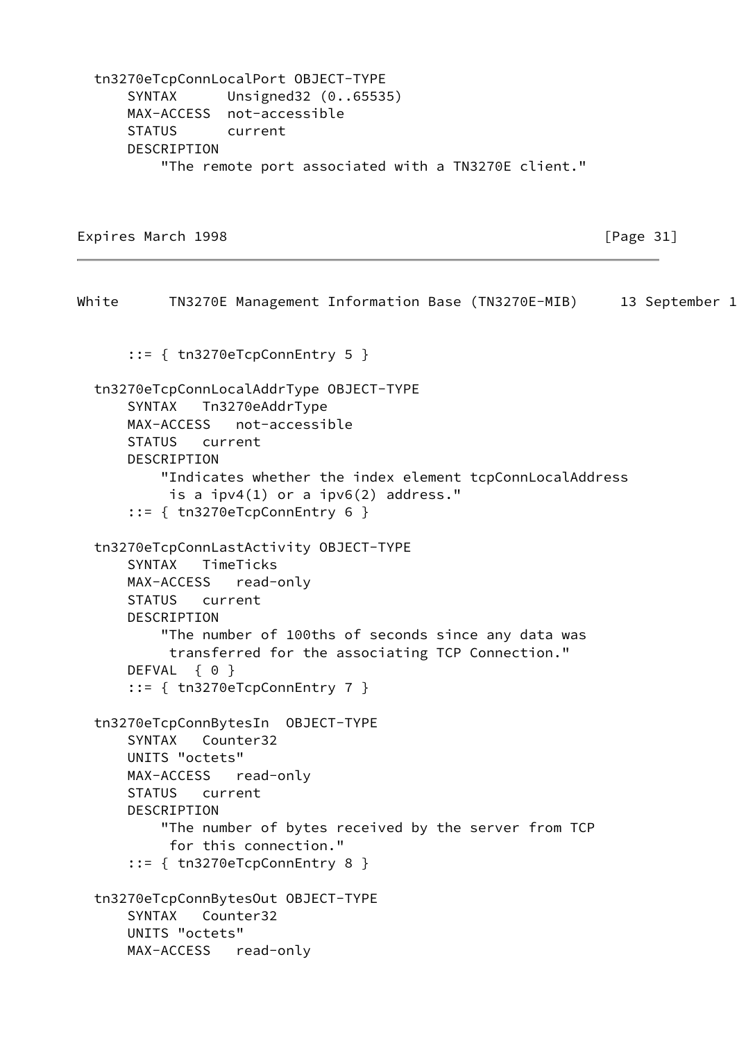```
  tn3270eTcpConnLocalPort OBJECT-TYPE
      SYNTAX      Unsigned32 (0..65535)
      MAX-ACCESS  not-accessible
      STATUS      current
      DESCRIPTION
          "The remote port associated with a TN3270E client."
      ::= { tn3270eTcpConnEntry 5 }

  tn3270eTcpConnLocalAddrType OBJECT-TYPE
      SYNTAX   Tn3270eAddrType
      MAX-ACCESS   not-accessible
      STATUS   current
      DESCRIPTION
          "Indicates whether the index element tcpConnLocalAddress
           is a ipv4(1) or a ipv6(2) address."
      ::= { tn3270eTcpConnEntry 6 }

  tn3270eTcpConnLastActivity OBJECT-TYPE
      SYNTAX   TimeTicks
      MAX-ACCESS   read-only
      STATUS   current
      DESCRIPTION
          "The number of 100ths of seconds since any data was
           transferred for the associating TCP Connection."
      DEFVAL  { 0 }
      ::= { tn3270eTcpConnEntry 7 }

  tn3270eTcpConnBytesIn  OBJECT-TYPE
      SYNTAX   Counter32
      UNITS "octets"
      MAX-ACCESS   read-only
      STATUS   current
      DESCRIPTION
          "The number of bytes received by the server from TCP
           for this connection."
      ::= { tn3270eTcpConnEntry 8 }

  tn3270eTcpConnBytesOut OBJECT-TYPE
      SYNTAX   Counter32
      UNITS "octets"
      MAX-ACCESS   read-only
```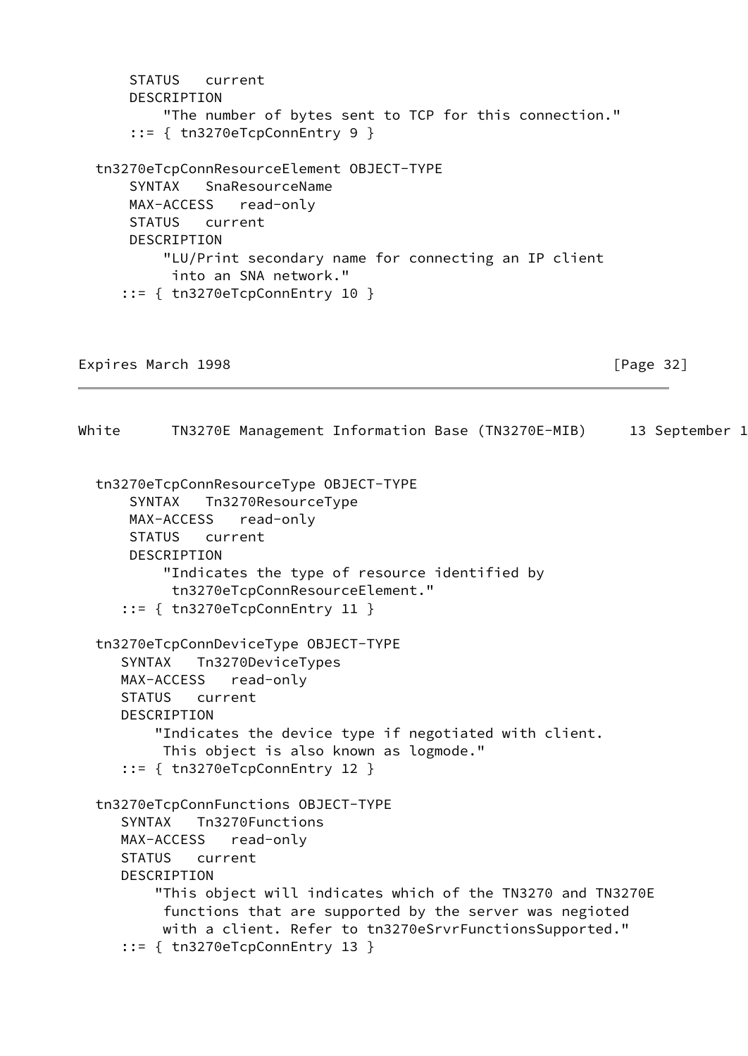```
      STATUS   current
      DESCRIPTION
          "The number of bytes sent to TCP for this connection."
      ::= { tn3270eTcpConnEntry 9 }

  tn3270eTcpConnResourceElement OBJECT-TYPE
      SYNTAX   SnaResourceName
      MAX-ACCESS   read-only
      STATUS   current
      DESCRIPTION
          "LU/Print secondary name for connecting an IP client
           into an SNA network."
     ::= { tn3270eTcpConnEntry 10 }

  tn3270eTcpConnResourceType OBJECT-TYPE
      SYNTAX   Tn3270ResourceType
      MAX-ACCESS   read-only
      STATUS   current
      DESCRIPTION
          "Indicates the type of resource identified by
           tn3270eTcpConnResourceElement."
     ::= { tn3270eTcpConnEntry 11 }

  tn3270eTcpConnDeviceType OBJECT-TYPE
     SYNTAX   Tn3270DeviceTypes
     MAX-ACCESS   read-only
     STATUS   current
     DESCRIPTION
         "Indicates the device type if negotiated with client.
          This object is also known as logmode."
     ::= { tn3270eTcpConnEntry 12 }

  tn3270eTcpConnFunctions OBJECT-TYPE
     SYNTAX   Tn3270Functions
     MAX-ACCESS   read-only
     STATUS   current
     DESCRIPTION
         "This object will indicates which of the TN3270 and TN3270E
          functions that are supported by the server was negioted
          with a client. Refer to tn3270eSrvrFunctionsSupported."
     ::= { tn3270eTcpConnEntry 13 }
```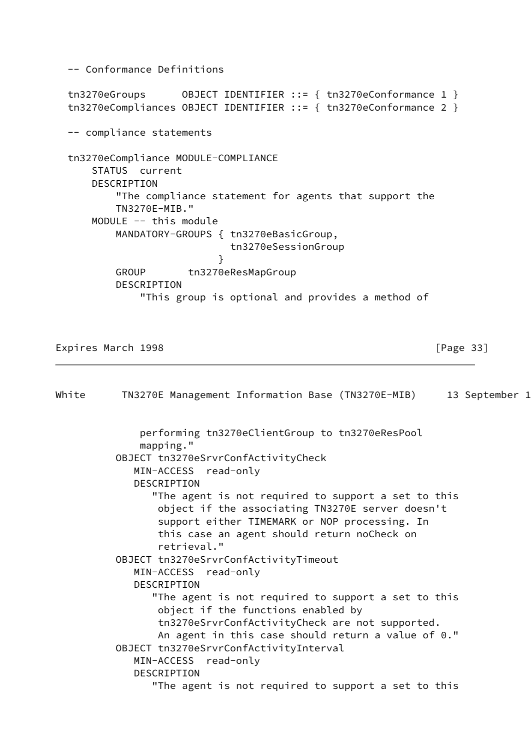```
-- Conformance Definitions

tn3270eGroups      OBJECT IDENTIFIER ::= { tn3270eConformance 1 }
tn3270eCompliances OBJECT IDENTIFIER ::= { tn3270eConformance 2 }

-- compliance statements

tn3270eCompliance MODULE-COMPLIANCE
    STATUS  current
    DESCRIPTION
        "The compliance statement for agents that support the
        TN3270E-MIB."
    MODULE -- this module
        MANDATORY-GROUPS { tn3270eBasicGroup,
                           tn3270eSessionGroup
                         }
        GROUP       tn3270eResMapGroup
        DESCRIPTION
            "This group is optional and provides a method of
            performing tn3270eClientGroup to tn3270eResPool
            mapping."
        OBJECT tn3270eSrvrConfActivityCheck
           MIN-ACCESS  read-only
           DESCRIPTION
              "The agent is not required to support a set to this
               object if the associating TN3270E server doesn't
               support either TIMEMARK or NOP processing. In
               this case an agent should return noCheck on
               retrieval."
        OBJECT tn3270eSrvrConfActivityTimeout
           MIN-ACCESS  read-only
           DESCRIPTION
              "The agent is not required to support a set to this
               object if the functions enabled by
               tn3270eSrvrConfActivityCheck are not supported.
               An agent in this case should return a value of 0."
        OBJECT tn3270eSrvrConfActivityInterval
           MIN-ACCESS  read-only
           DESCRIPTION
              "The agent is not required to support a set to this
```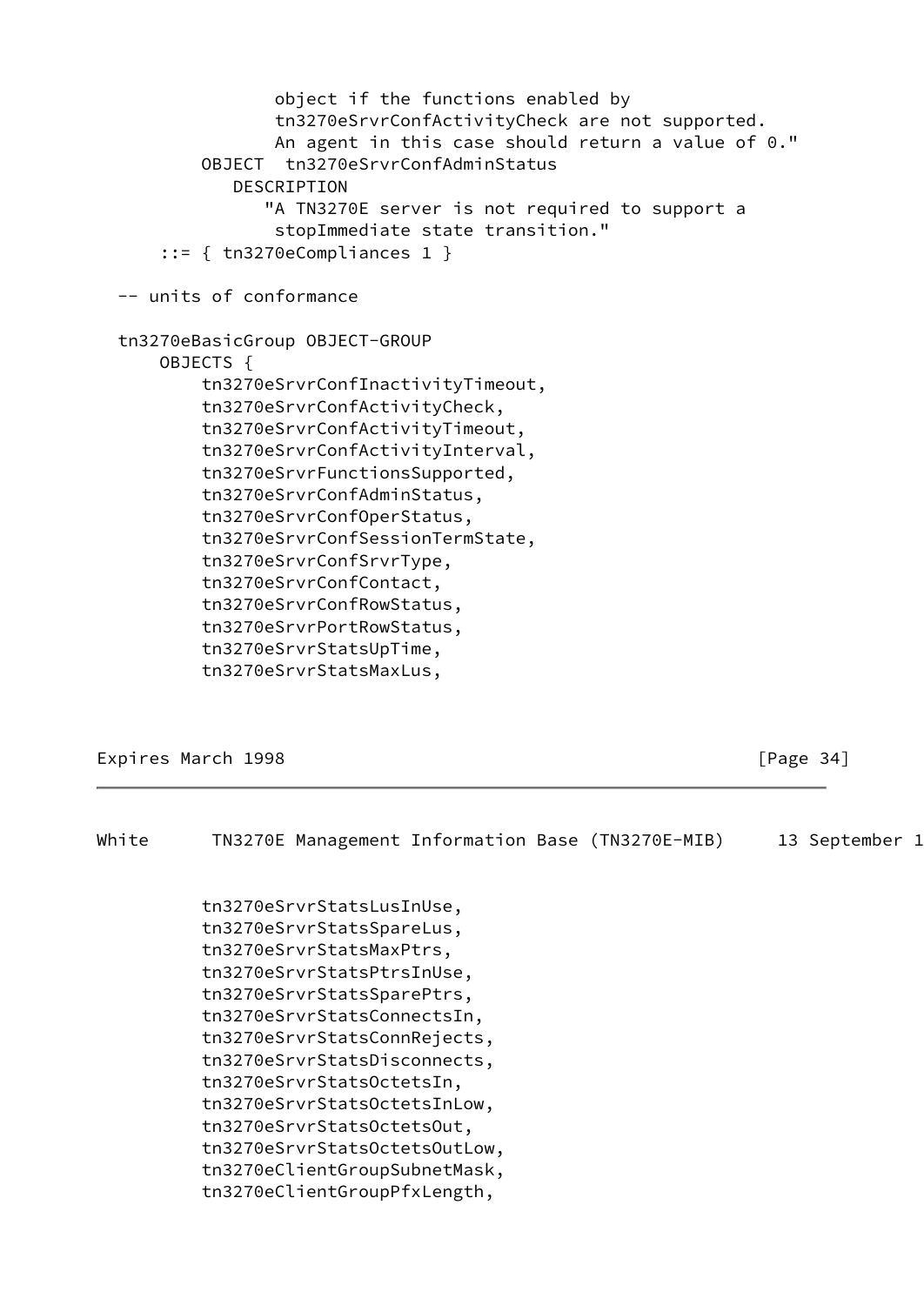```
                 object if the functions enabled by
                 tn3270eSrvrConfActivityCheck are not supported.
                 An agent in this case should return a value of 0."
          OBJECT  tn3270eSrvrConfAdminStatus
             DESCRIPTION
                "A TN3270E server is not required to support a
                 stopImmediate state transition."
      ::= { tn3270eCompliances 1 }

  -- units of conformance

  tn3270eBasicGroup OBJECT-GROUP
      OBJECTS {
          tn3270eSrvrConfInactivityTimeout,
          tn3270eSrvrConfActivityCheck,
          tn3270eSrvrConfActivityTimeout,
          tn3270eSrvrConfActivityInterval,
          tn3270eSrvrFunctionsSupported,
          tn3270eSrvrConfAdminStatus,
          tn3270eSrvrConfOperStatus,
          tn3270eSrvrConfSessionTermState,
          tn3270eSrvrConfSrvrType,
          tn3270eSrvrConfContact,
          tn3270eSrvrConfRowStatus,
          tn3270eSrvrPortRowStatus,
          tn3270eSrvrStatsUpTime,
          tn3270eSrvrStatsMaxLus,
          tn3270eSrvrStatsLusInUse,
          tn3270eSrvrStatsSpareLus,
          tn3270eSrvrStatsMaxPtrs,
          tn3270eSrvrStatsPtrsInUse,
          tn3270eSrvrStatsSparePtrs,
          tn3270eSrvrStatsConnectsIn,
          tn3270eSrvrStatsConnRejects,
          tn3270eSrvrStatsDisconnects,
          tn3270eSrvrStatsOctetsIn,
          tn3270eSrvrStatsOctetsInLow,
          tn3270eSrvrStatsOctetsOut,
          tn3270eSrvrStatsOctetsOutLow,
          tn3270eClientGroupSubnetMask,
          tn3270eClientGroupPfxLength,
```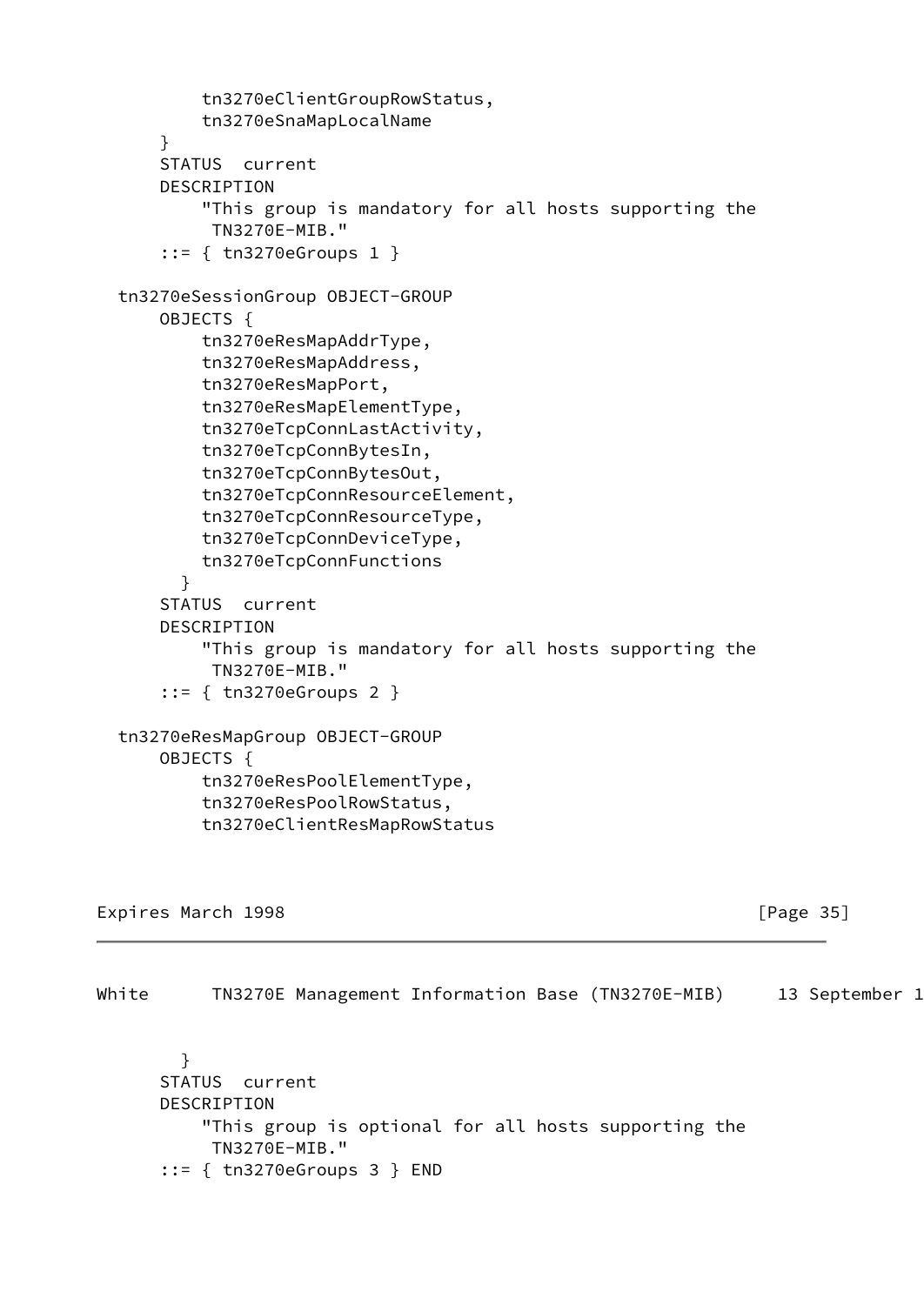```
          tn3270eClientGroupRowStatus,
          tn3270eSnaMapLocalName
      }
      STATUS  current
      DESCRIPTION
          "This group is mandatory for all hosts supporting the
           TN3270E-MIB."
      ::= { tn3270eGroups 1 }

  tn3270eSessionGroup OBJECT-GROUP
      OBJECTS {
          tn3270eResMapAddrType,
          tn3270eResMapAddress,
          tn3270eResMapPort,
          tn3270eResMapElementType,
          tn3270eTcpConnLastActivity,
          tn3270eTcpConnBytesIn,
          tn3270eTcpConnBytesOut,
          tn3270eTcpConnResourceElement,
          tn3270eTcpConnResourceType,
          tn3270eTcpConnDeviceType,
          tn3270eTcpConnFunctions
        }
      STATUS  current
      DESCRIPTION
          "This group is mandatory for all hosts supporting the
           TN3270E-MIB."
      ::= { tn3270eGroups 2 }

  tn3270eResMapGroup OBJECT-GROUP
      OBJECTS {
          tn3270eResPoolElementType,
          tn3270eResPoolRowStatus,
          tn3270eClientResMapRowStatus
        }
      STATUS  current
      DESCRIPTION
          "This group is optional for all hosts supporting the
           TN3270E-MIB."
      ::= { tn3270eGroups 3 } END
```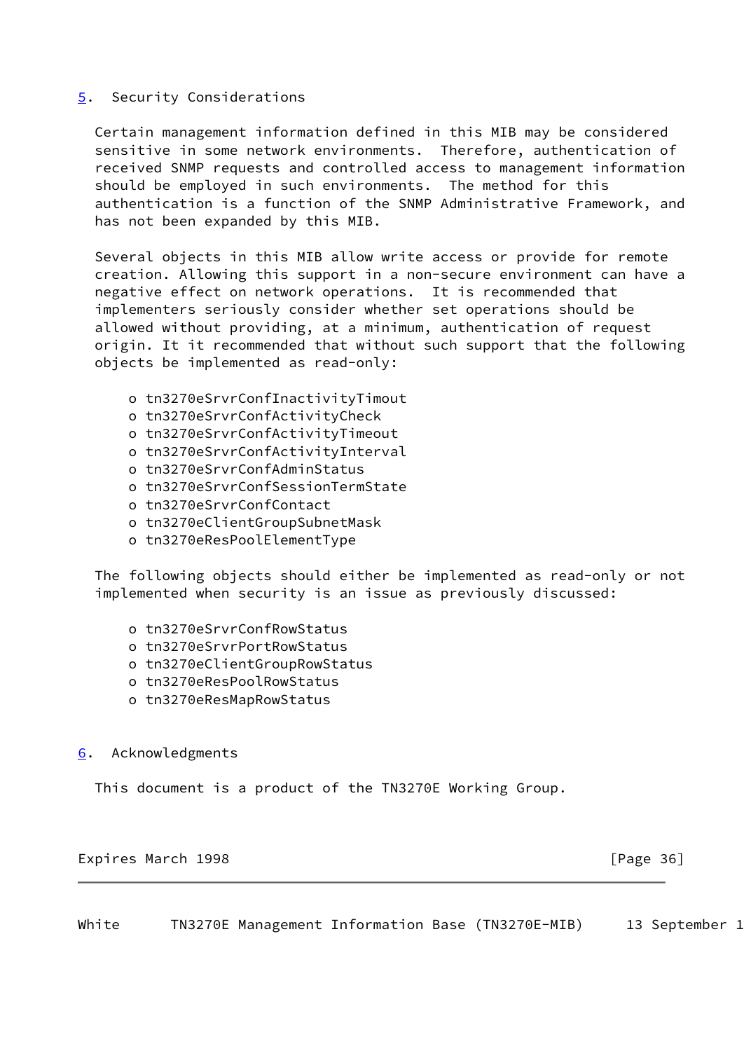## 5. Security Considerations

Certain management information defined in this MIB may be considered sensitive in some network environments. Therefore, authentication of received SNMP requests and controlled access to management information should be employed in such environments. The method for this authentication is a function of the SNMP Administrative Framework, and has not been expanded by this MIB.

Several objects in this MIB allow write access or provide for remote creation. Allowing this support in a non-secure environment can have a negative effect on network operations. It is recommended that implementers seriously consider whether set operations should be allowed without providing, at a minimum, authentication of request origin. It it recommended that without such support that the following objects be implemented as read-only:

- tn3270eSrvrConfInactivityTimout
- tn3270eSrvrConfActivityCheck
- tn3270eSrvrConfActivityTimeout
- tn3270eSrvrConfActivityInterval
- tn3270eSrvrConfAdminStatus
- tn3270eSrvrConfSessionTermState
- tn3270eSrvrConfContact
- tn3270eClientGroupSubnetMask
- tn3270eResPoolElementType

The following objects should either be implemented as read-only or not implemented when security is an issue as previously discussed:

- tn3270eSrvrConfRowStatus
- tn3270eSrvrPortRowStatus
- tn3270eClientGroupRowStatus
- tn3270eResPoolRowStatus
- tn3270eResMapRowStatus

## 6. Acknowledgments

This document is a product of the TN3270E Working Group.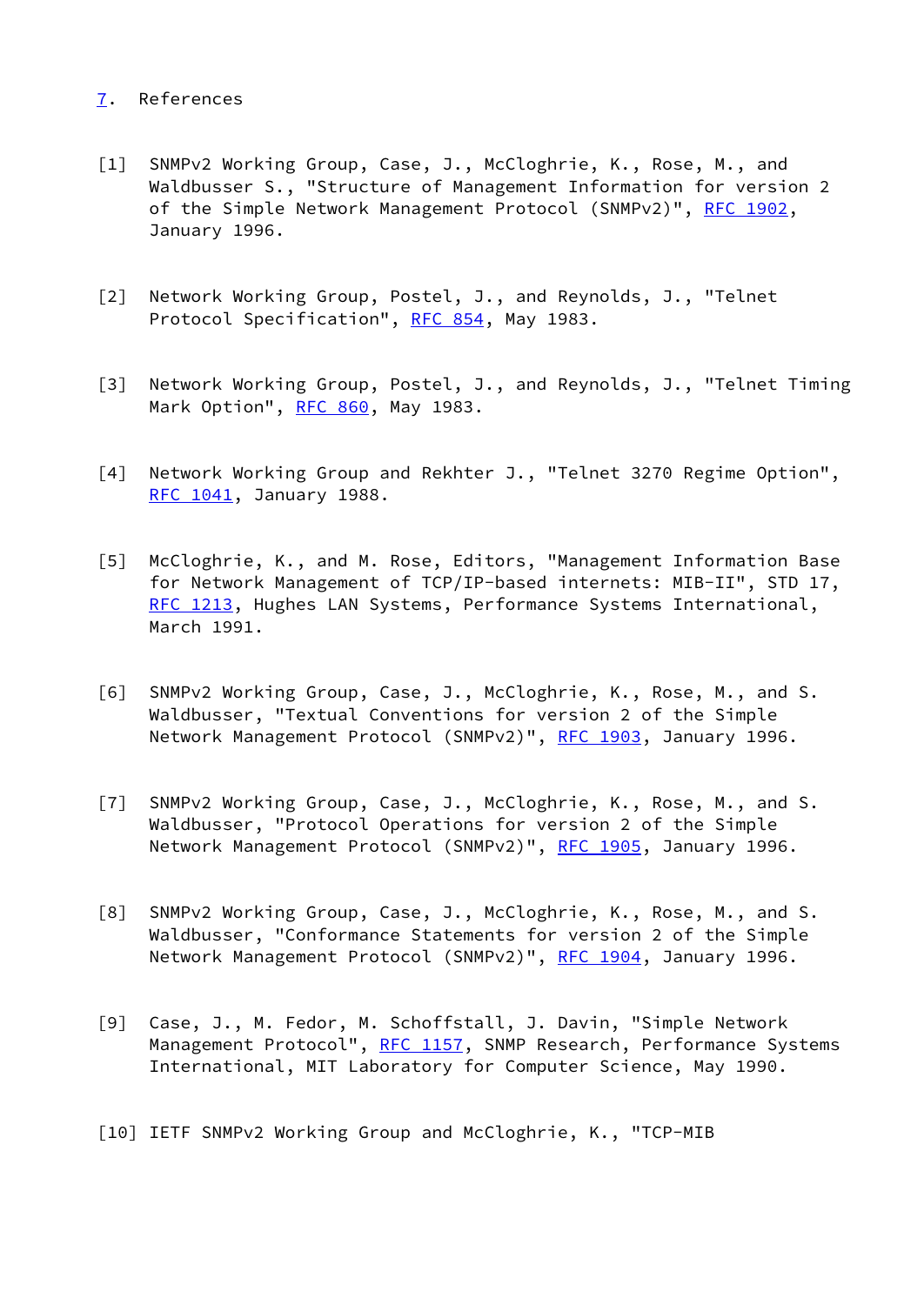## 7. References

[1] SNMPv2 Working Group, Case, J., McCloghrie, K., Rose, M., and Waldbusser S., "Structure of Management Information for version 2 of the Simple Network Management Protocol (SNMPv2)", RFC 1902, January 1996.

[2] Network Working Group, Postel, J., and Reynolds, J., "Telnet Protocol Specification", RFC 854, May 1983.

[3] Network Working Group, Postel, J., and Reynolds, J., "Telnet Timing Mark Option", RFC 860, May 1983.

[4] Network Working Group and Rekhter J., "Telnet 3270 Regime Option", RFC 1041, January 1988.

[5] McCloghrie, K., and M. Rose, Editors, "Management Information Base for Network Management of TCP/IP-based internets: MIB-II", STD 17, RFC 1213, Hughes LAN Systems, Performance Systems International, March 1991.

[6] SNMPv2 Working Group, Case, J., McCloghrie, K., Rose, M., and S. Waldbusser, "Textual Conventions for version 2 of the Simple Network Management Protocol (SNMPv2)", RFC 1903, January 1996.

[7] SNMPv2 Working Group, Case, J., McCloghrie, K., Rose, M., and S. Waldbusser, "Protocol Operations for version 2 of the Simple Network Management Protocol (SNMPv2)", RFC 1905, January 1996.

[8] SNMPv2 Working Group, Case, J., McCloghrie, K., Rose, M., and S. Waldbusser, "Conformance Statements for version 2 of the Simple Network Management Protocol (SNMPv2)", RFC 1904, January 1996.

[9] Case, J., M. Fedor, M. Schoffstall, J. Davin, "Simple Network Management Protocol", RFC 1157, SNMP Research, Performance Systems International, MIT Laboratory for Computer Science, May 1990.

[10] IETF SNMPv2 Working Group and McCloghrie, K., "TCP-MIB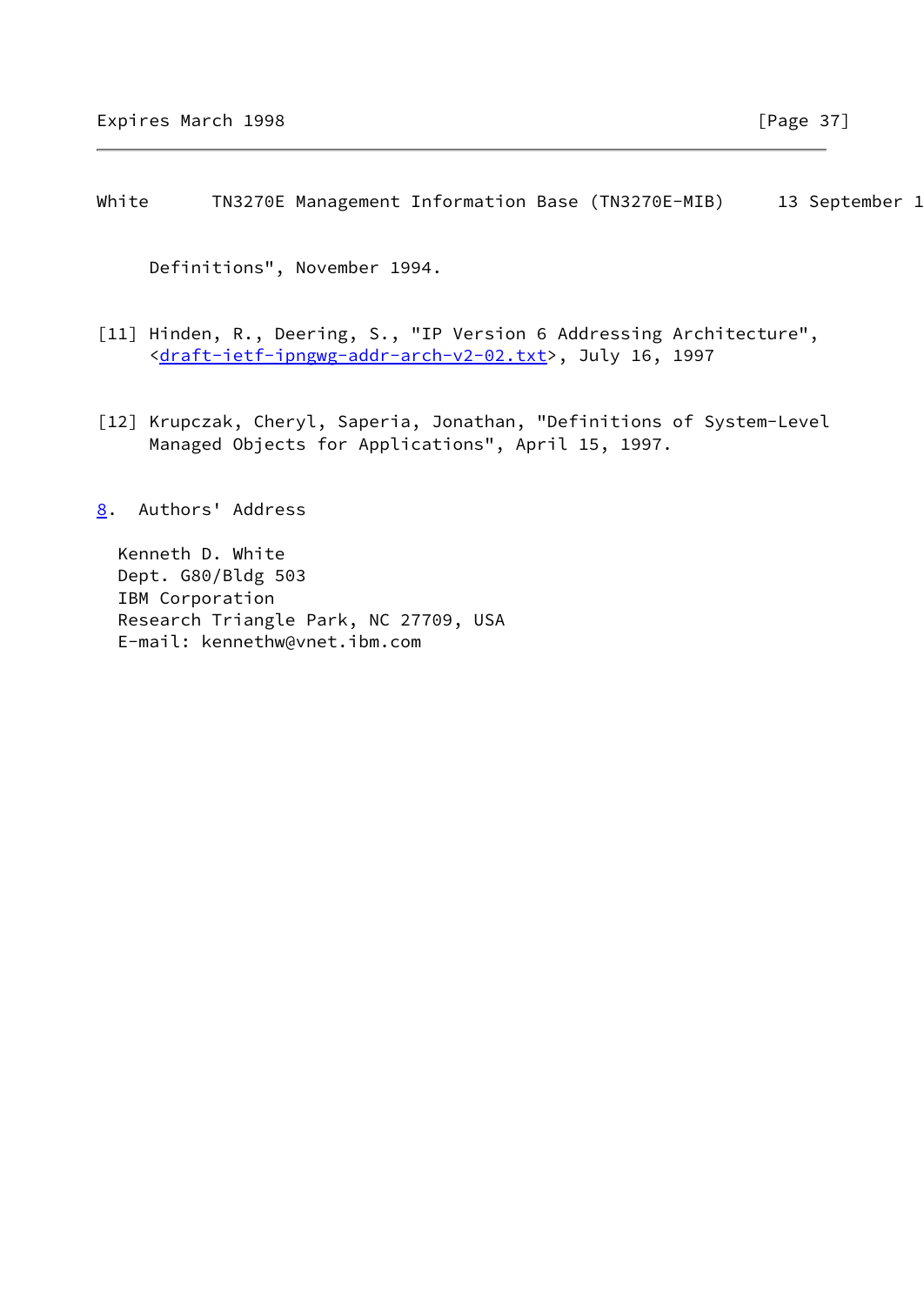Definitions", November 1994.

[11] Hinden, R., Deering, S., "IP Version 6 Addressing Architecture", <draft-ietf-ipngwg-addr-arch-v2-02.txt>, July 16, 1997

[12] Krupczak, Cheryl, Saperia, Jonathan, "Definitions of System-Level Managed Objects for Applications", April 15, 1997.

## 8. Authors' Address

Kenneth D. White
Dept. G80/Bldg 503
IBM Corporation
Research Triangle Park, NC 27709, USA
E-mail: kennethw@vnet.ibm.com